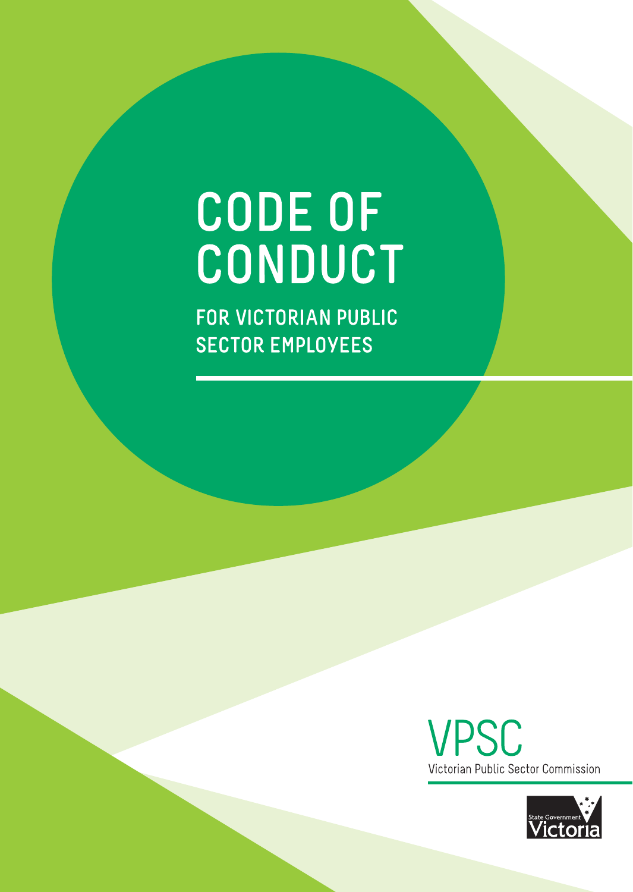# CODE OF CONDUCT

## FOR VICTORIAN PUBLIC SECTOR EMPLOYEES

VPSC

Victorian Public Sector Commission

State Government Victoria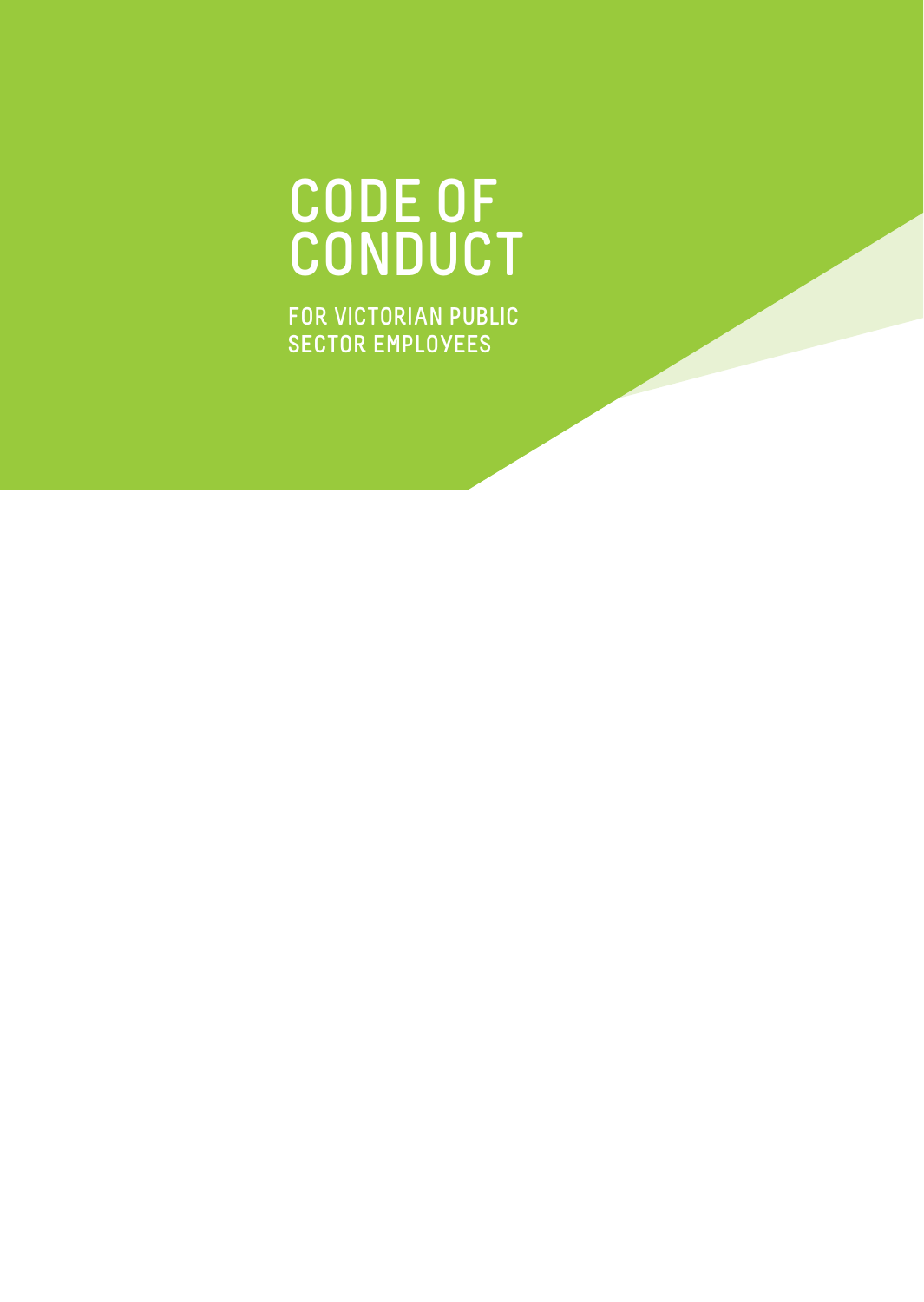# CODE OF CONDUCT

## FOR VICTORIAN PUBLIC SECTOR EMPLOYEES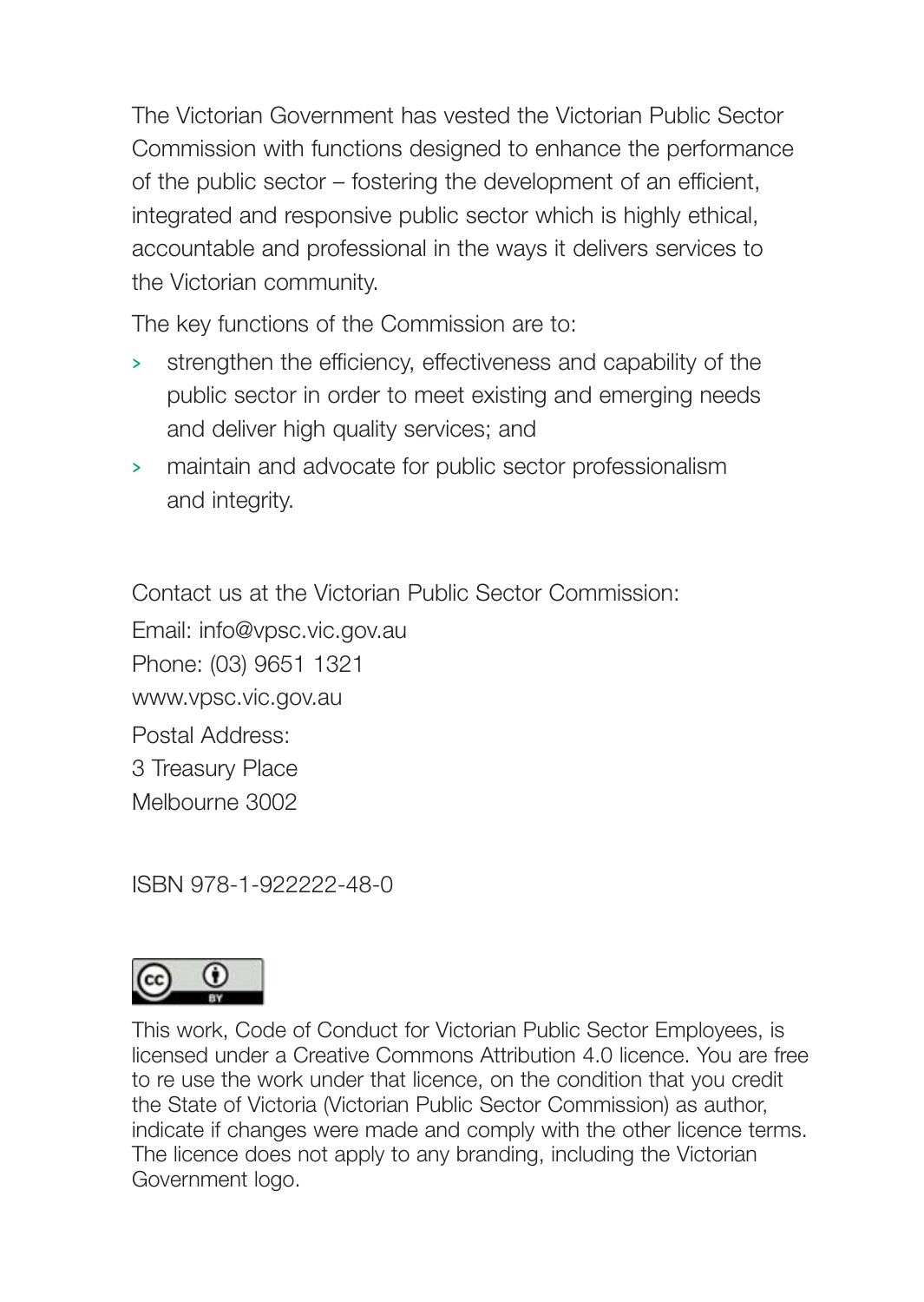The Victorian Government has vested the Victorian Public Sector Commission with functions designed to enhance the performance of the public sector – fostering the development of an efficient, integrated and responsive public sector which is highly ethical, accountable and professional in the ways it delivers services to the Victorian community.

The key functions of the Commission are to:

- strengthen the efficiency, effectiveness and capability of the public sector in order to meet existing and emerging needs and deliver high quality services; and
- maintain and advocate for public sector professionalism and integrity.

Contact us at the Victorian Public Sector Commission:

Email: info@vpsc.vic.gov.au

Phone: (03) 9651 1321

www.vpsc.vic.gov.au

Postal Address:
3 Treasury Place
Melbourne 3002

ISBN 978-1-922222-48-0

This work, Code of Conduct for Victorian Public Sector Employees, is licensed under a Creative Commons Attribution 4.0 licence. You are free to re use the work under that licence, on the condition that you credit the State of Victoria (Victorian Public Sector Commission) as author, indicate if changes were made and comply with the other licence terms. The licence does not apply to any branding, including the Victorian Government logo.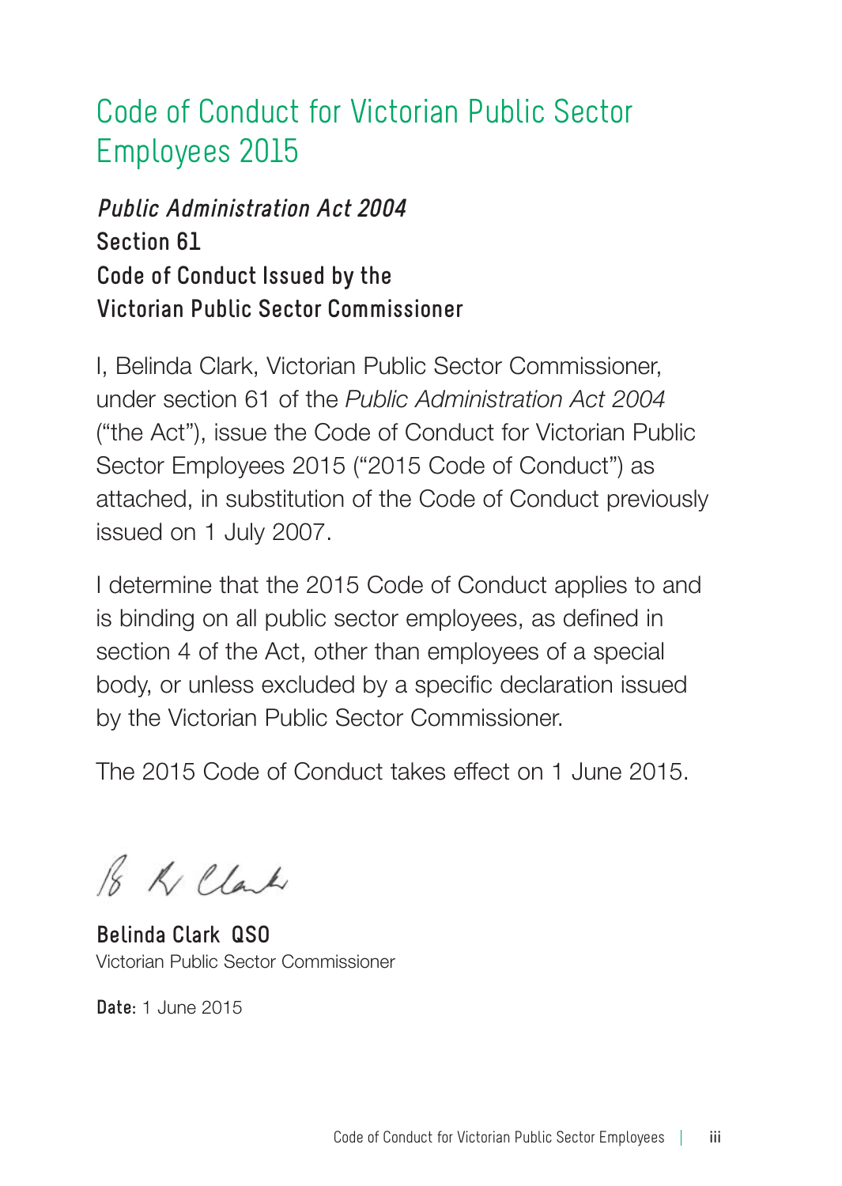# Code of Conduct for Victorian Public Sector Employees 2015

***Public Administration Act 2004***
**Section 61**
**Code of Conduct Issued by the**
**Victorian Public Sector Commissioner**

I, Belinda Clark, Victorian Public Sector Commissioner, under section 61 of the *Public Administration Act 2004* ("the Act"), issue the Code of Conduct for Victorian Public Sector Employees 2015 ("2015 Code of Conduct") as attached, in substitution of the Code of Conduct previously issued on 1 July 2007.

I determine that the 2015 Code of Conduct applies to and is binding on all public sector employees, as defined in section 4 of the Act, other than employees of a special body, or unless excluded by a specific declaration issued by the Victorian Public Sector Commissioner.

The 2015 Code of Conduct takes effect on 1 June 2015.

**Belinda Clark QSO**
Victorian Public Sector Commissioner

**Date:** 1 June 2015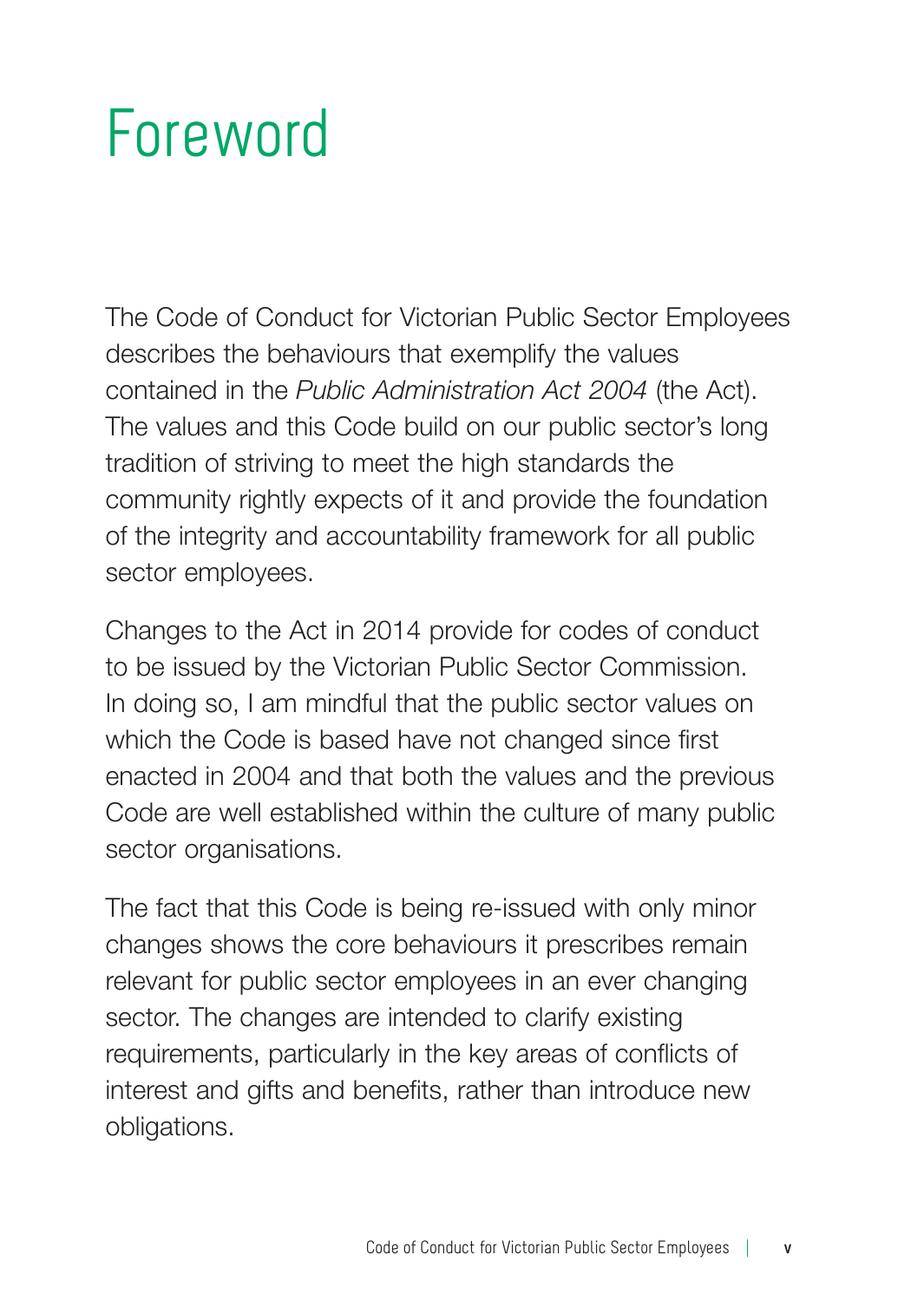# Foreword

The Code of Conduct for Victorian Public Sector Employees describes the behaviours that exemplify the values contained in the *Public Administration Act 2004* (the Act). The values and this Code build on our public sector's long tradition of striving to meet the high standards the community rightly expects of it and provide the foundation of the integrity and accountability framework for all public sector employees.

Changes to the Act in 2014 provide for codes of conduct to be issued by the Victorian Public Sector Commission. In doing so, I am mindful that the public sector values on which the Code is based have not changed since first enacted in 2004 and that both the values and the previous Code are well established within the culture of many public sector organisations.

The fact that this Code is being re-issued with only minor changes shows the core behaviours it prescribes remain relevant for public sector employees in an ever changing sector. The changes are intended to clarify existing requirements, particularly in the key areas of conflicts of interest and gifts and benefits, rather than introduce new obligations.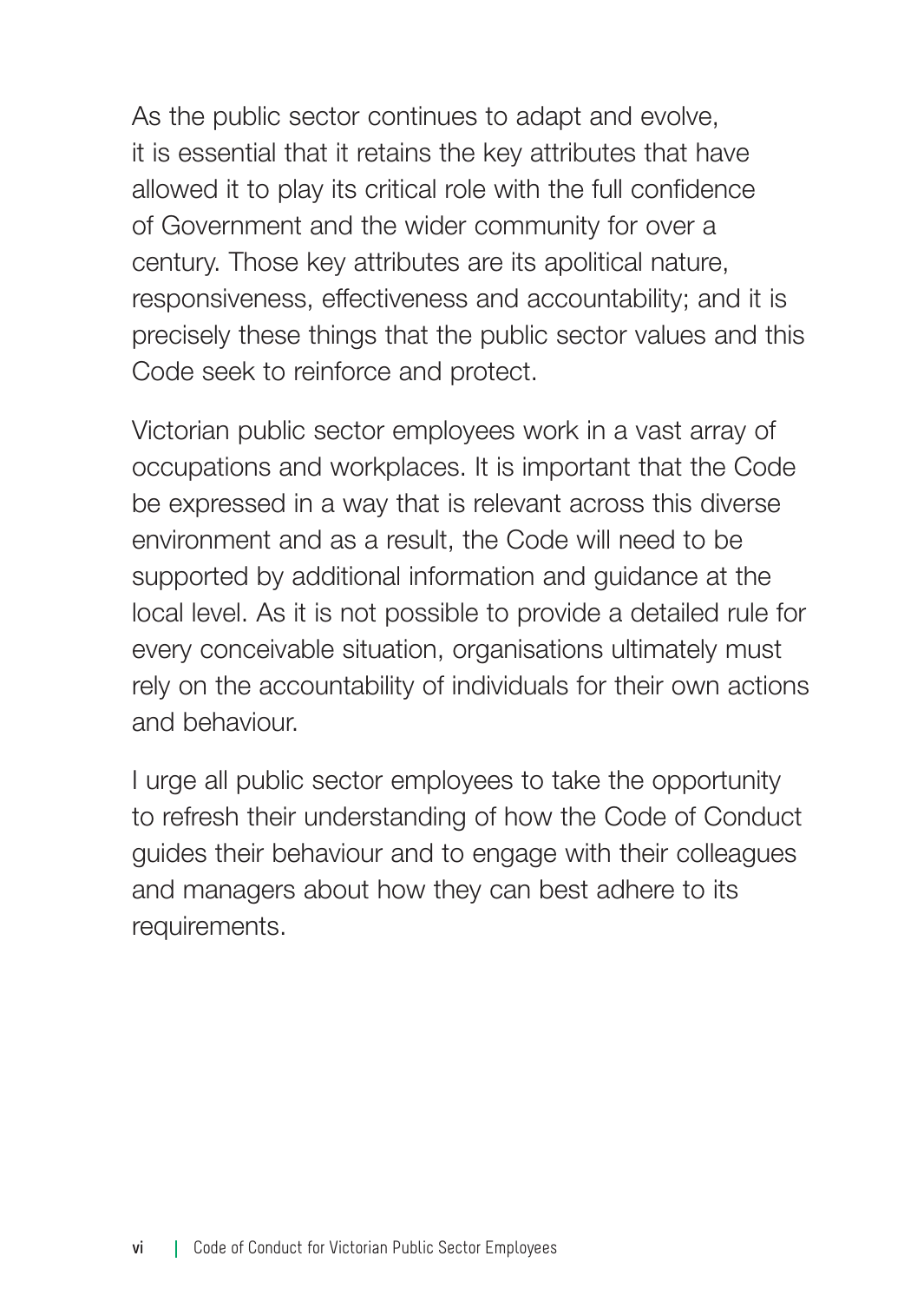As the public sector continues to adapt and evolve, it is essential that it retains the key attributes that have allowed it to play its critical role with the full confidence of Government and the wider community for over a century. Those key attributes are its apolitical nature, responsiveness, effectiveness and accountability; and it is precisely these things that the public sector values and this Code seek to reinforce and protect.

Victorian public sector employees work in a vast array of occupations and workplaces. It is important that the Code be expressed in a way that is relevant across this diverse environment and as a result, the Code will need to be supported by additional information and guidance at the local level. As it is not possible to provide a detailed rule for every conceivable situation, organisations ultimately must rely on the accountability of individuals for their own actions and behaviour.

I urge all public sector employees to take the opportunity to refresh their understanding of how the Code of Conduct guides their behaviour and to engage with their colleagues and managers about how they can best adhere to its requirements.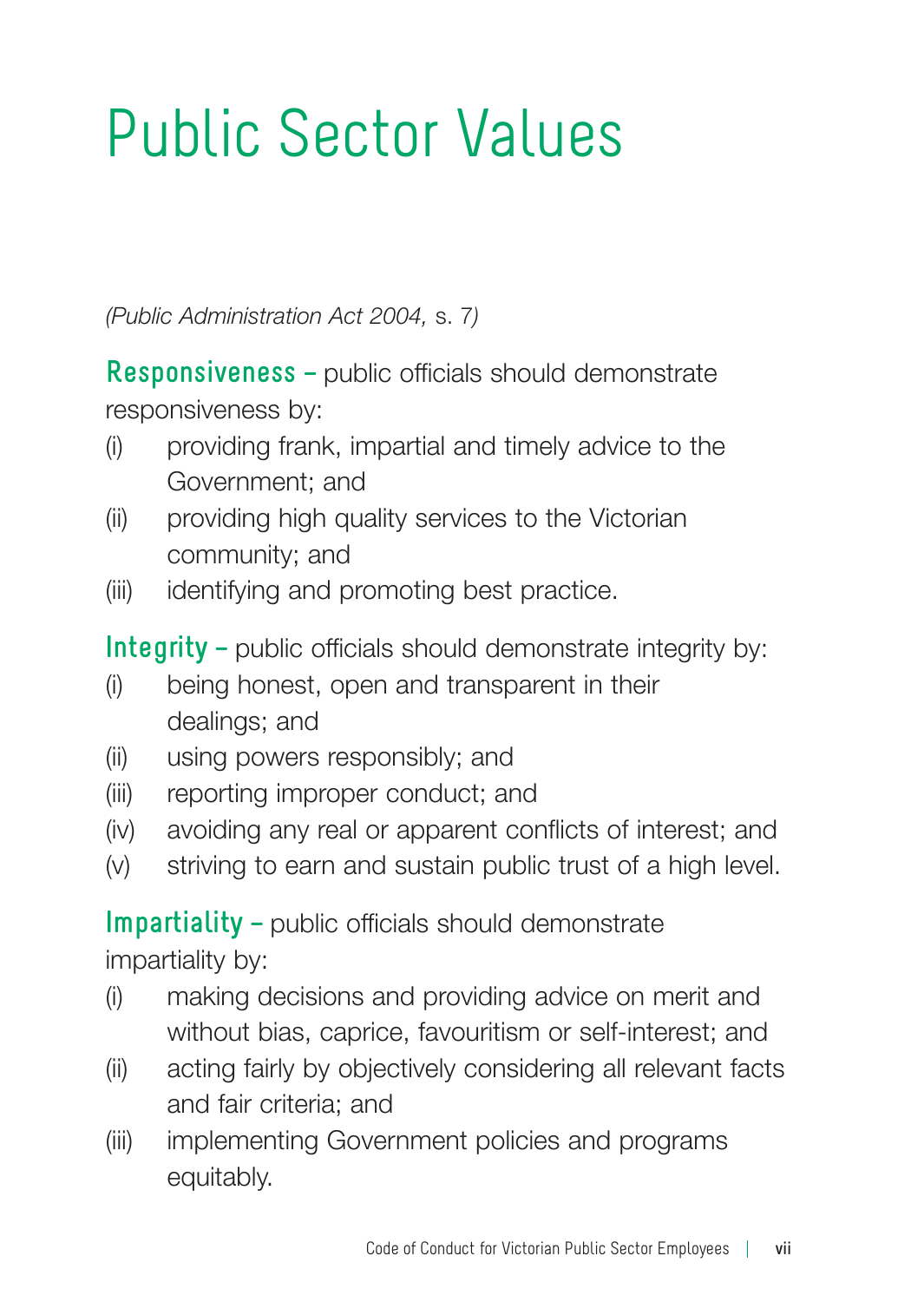# Public Sector Values

*(Public Administration Act 2004,* s. 7)

**Responsiveness –** public officials should demonstrate responsiveness by:

(i) providing frank, impartial and timely advice to the Government; and

(ii) providing high quality services to the Victorian community; and

(iii) identifying and promoting best practice.

**Integrity –** public officials should demonstrate integrity by:

(i) being honest, open and transparent in their dealings; and

(ii) using powers responsibly; and

(iii) reporting improper conduct; and

(iv) avoiding any real or apparent conflicts of interest; and

(v) striving to earn and sustain public trust of a high level.

**Impartiality –** public officials should demonstrate impartiality by:

(i) making decisions and providing advice on merit and without bias, caprice, favouritism or self-interest; and

(ii) acting fairly by objectively considering all relevant facts and fair criteria; and

(iii) implementing Government policies and programs equitably.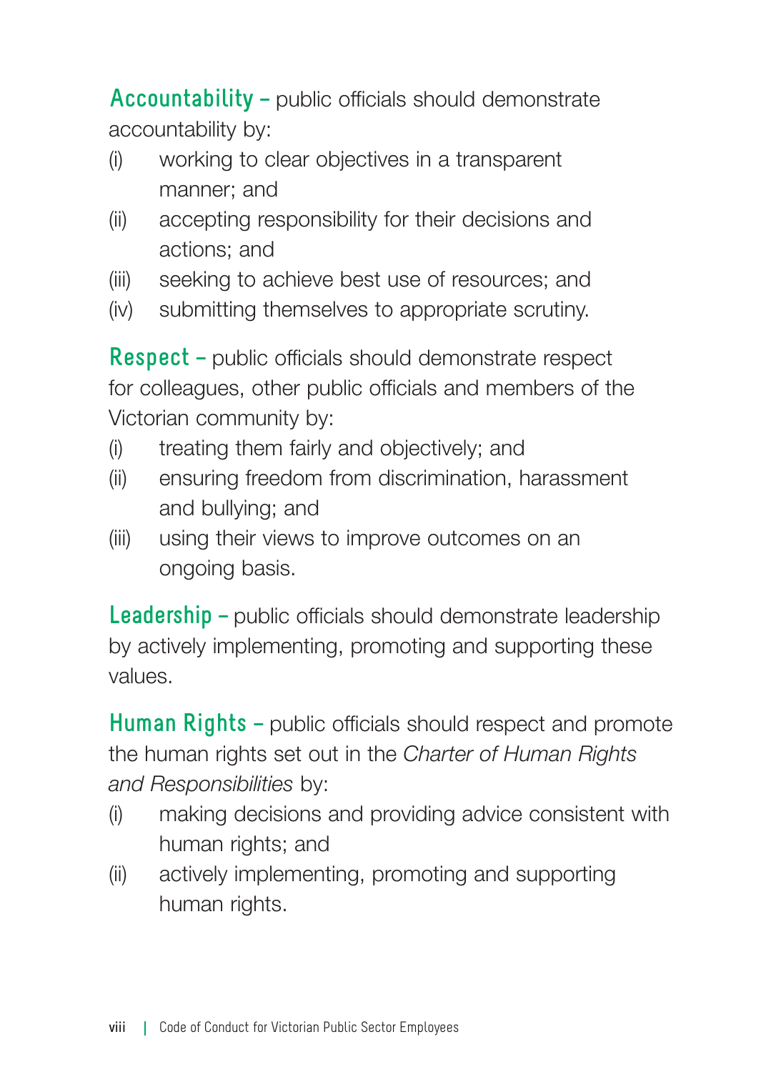**Accountability –** public officials should demonstrate accountability by:

(i) working to clear objectives in a transparent manner; and

(ii) accepting responsibility for their decisions and actions; and

(iii) seeking to achieve best use of resources; and

(iv) submitting themselves to appropriate scrutiny.

**Respect –** public officials should demonstrate respect for colleagues, other public officials and members of the Victorian community by:

(i) treating them fairly and objectively; and

(ii) ensuring freedom from discrimination, harassment and bullying; and

(iii) using their views to improve outcomes on an ongoing basis.

**Leadership –** public officials should demonstrate leadership by actively implementing, promoting and supporting these values.

**Human Rights –** public officials should respect and promote the human rights set out in the *Charter of Human Rights and Responsibilities* by:

(i) making decisions and providing advice consistent with human rights; and

(ii) actively implementing, promoting and supporting human rights.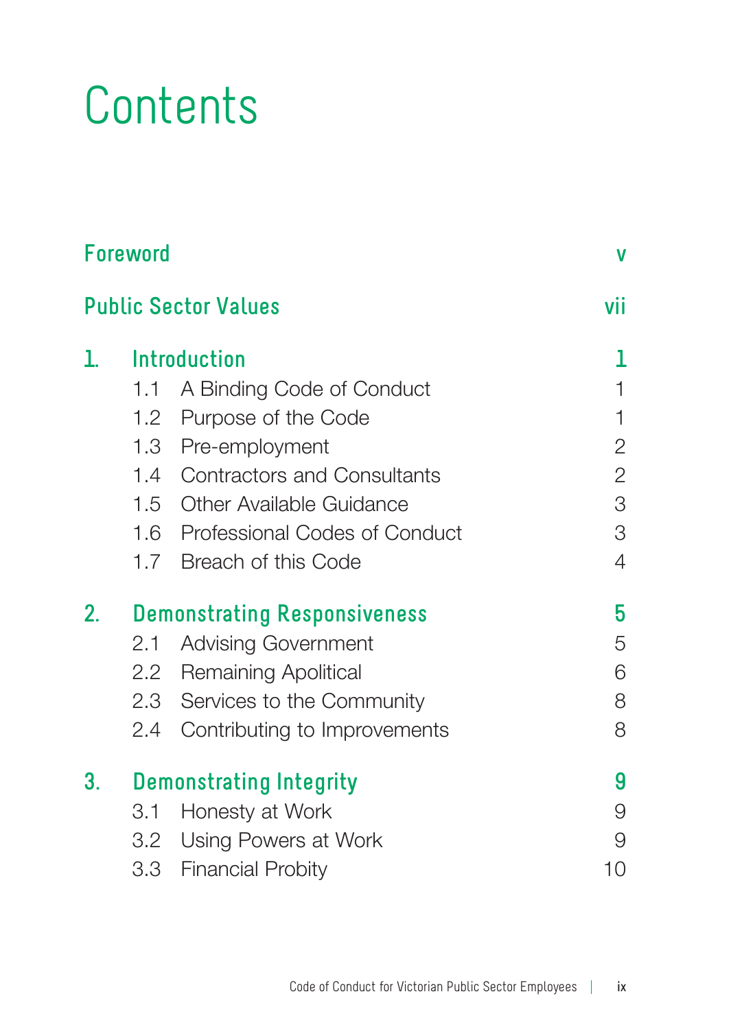# Contents

**Foreword** v

**Public Sector Values** vii

**1. Introduction** 1

- 1.1 A Binding Code of Conduct 1
- 1.2 Purpose of the Code 1
- 1.3 Pre-employment 2
- 1.4 Contractors and Consultants 2
- 1.5 Other Available Guidance 3
- 1.6 Professional Codes of Conduct 3
- 1.7 Breach of this Code 4

**2. Demonstrating Responsiveness** 5

- 2.1 Advising Government 5
- 2.2 Remaining Apolitical 6
- 2.3 Services to the Community 8
- 2.4 Contributing to Improvements 8

**3. Demonstrating Integrity** 9

- 3.1 Honesty at Work 9
- 3.2 Using Powers at Work 9
- 3.3 Financial Probity 10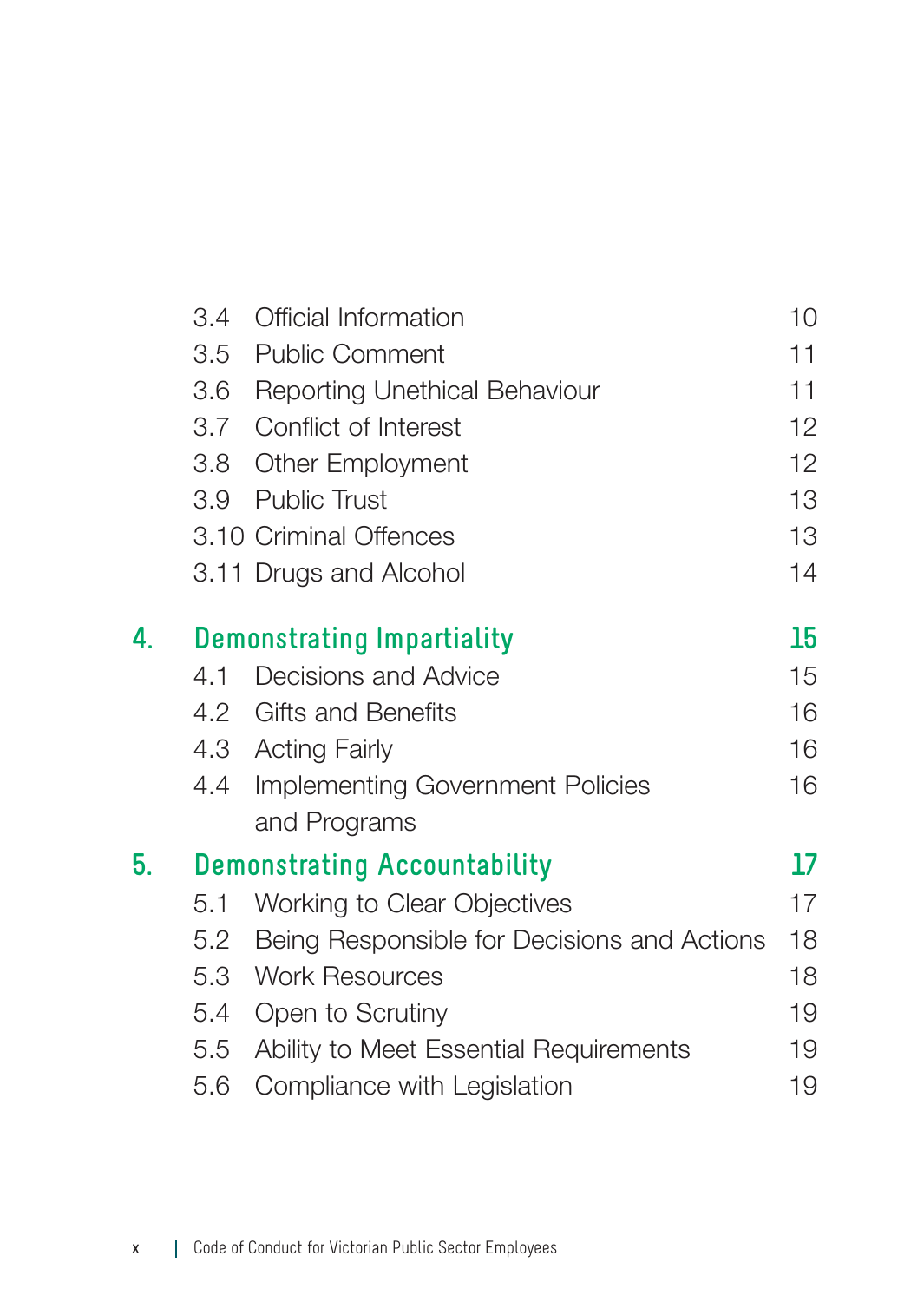| | | |
|---|---|---|
| 3.4 | Official Information | 10 |
| 3.5 | Public Comment | 11 |
| 3.6 | Reporting Unethical Behaviour | 11 |
| 3.7 | Conflict of Interest | 12 |
| 3.8 | Other Employment | 12 |
| 3.9 | Public Trust | 13 |
| 3.10 | Criminal Offences | 13 |
| 3.11 | Drugs and Alcohol | 14 |

## 4. Demonstrating Impartiality — 15

| | | |
|---|---|---|
| 4.1 | Decisions and Advice | 15 |
| 4.2 | Gifts and Benefits | 16 |
| 4.3 | Acting Fairly | 16 |
| 4.4 | Implementing Government Policies and Programs | 16 |

## 5. Demonstrating Accountability — 17

| | | |
|---|---|---|
| 5.1 | Working to Clear Objectives | 17 |
| 5.2 | Being Responsible for Decisions and Actions | 18 |
| 5.3 | Work Resources | 18 |
| 5.4 | Open to Scrutiny | 19 |
| 5.5 | Ability to Meet Essential Requirements | 19 |
| 5.6 | Compliance with Legislation | 19 |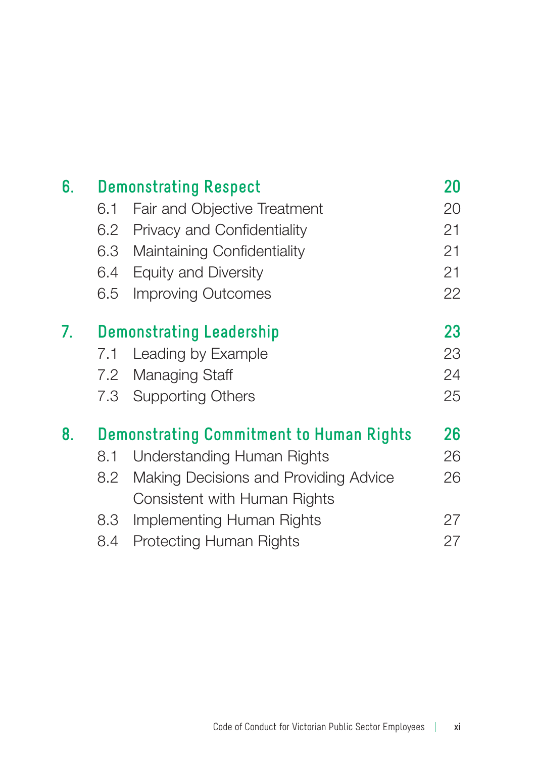| | | |
|---|---|---|
| **6.** | **Demonstrating Respect** | **20** |
| 6.1 | Fair and Objective Treatment | 20 |
| 6.2 | Privacy and Confidentiality | 21 |
| 6.3 | Maintaining Confidentiality | 21 |
| 6.4 | Equity and Diversity | 21 |
| 6.5 | Improving Outcomes | 22 |
| **7.** | **Demonstrating Leadership** | **23** |
| 7.1 | Leading by Example | 23 |
| 7.2 | Managing Staff | 24 |
| 7.3 | Supporting Others | 25 |
| **8.** | **Demonstrating Commitment to Human Rights** | **26** |
| 8.1 | Understanding Human Rights | 26 |
| 8.2 | Making Decisions and Providing Advice Consistent with Human Rights | 26 |
| 8.3 | Implementing Human Rights | 27 |
| 8.4 | Protecting Human Rights | 27 |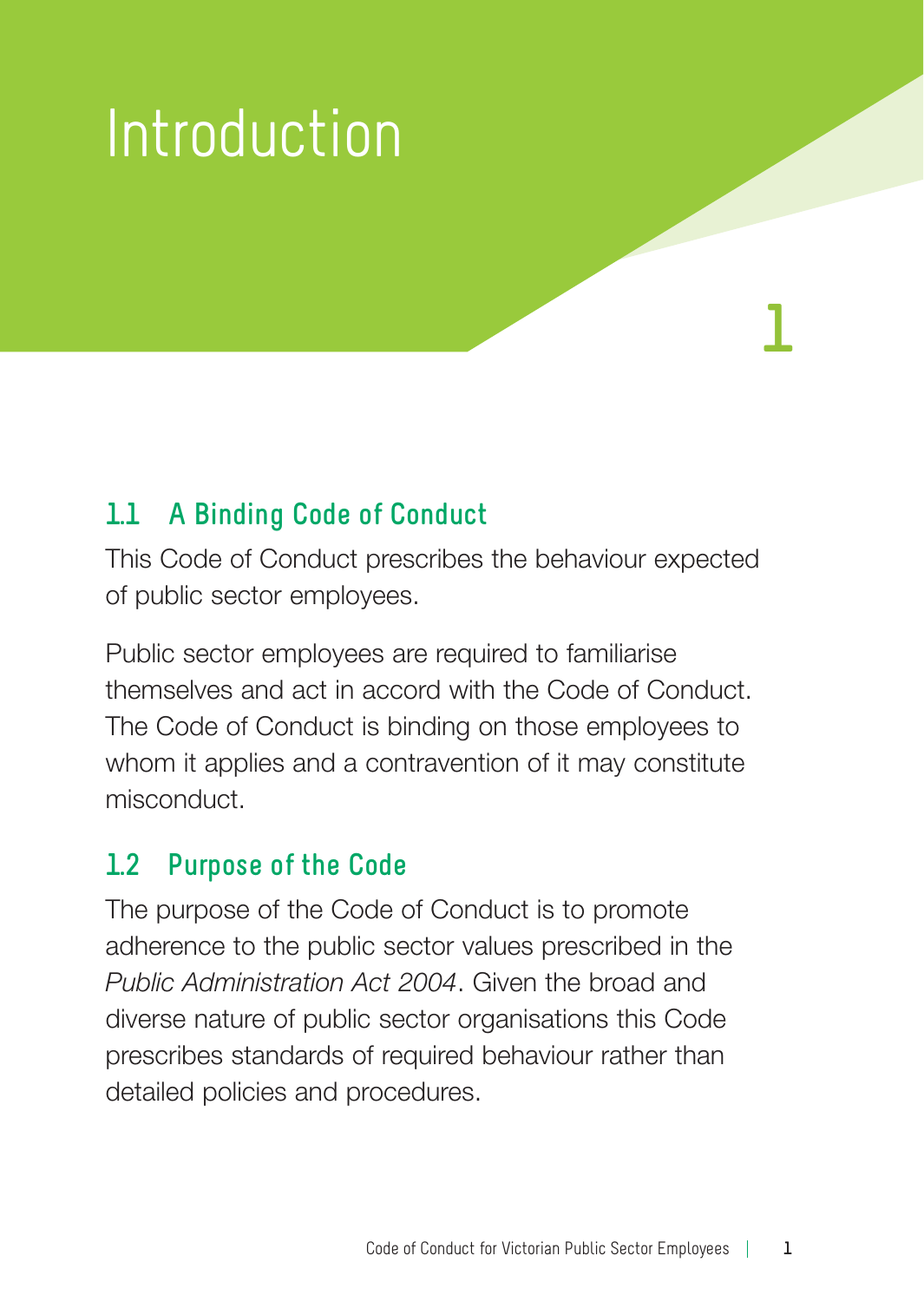# Introduction

1

## 1.1 A Binding Code of Conduct

This Code of Conduct prescribes the behaviour expected of public sector employees.

Public sector employees are required to familiarise themselves and act in accord with the Code of Conduct. The Code of Conduct is binding on those employees to whom it applies and a contravention of it may constitute misconduct.

## 1.2 Purpose of the Code

The purpose of the Code of Conduct is to promote adherence to the public sector values prescribed in the *Public Administration Act 2004*. Given the broad and diverse nature of public sector organisations this Code prescribes standards of required behaviour rather than detailed policies and procedures.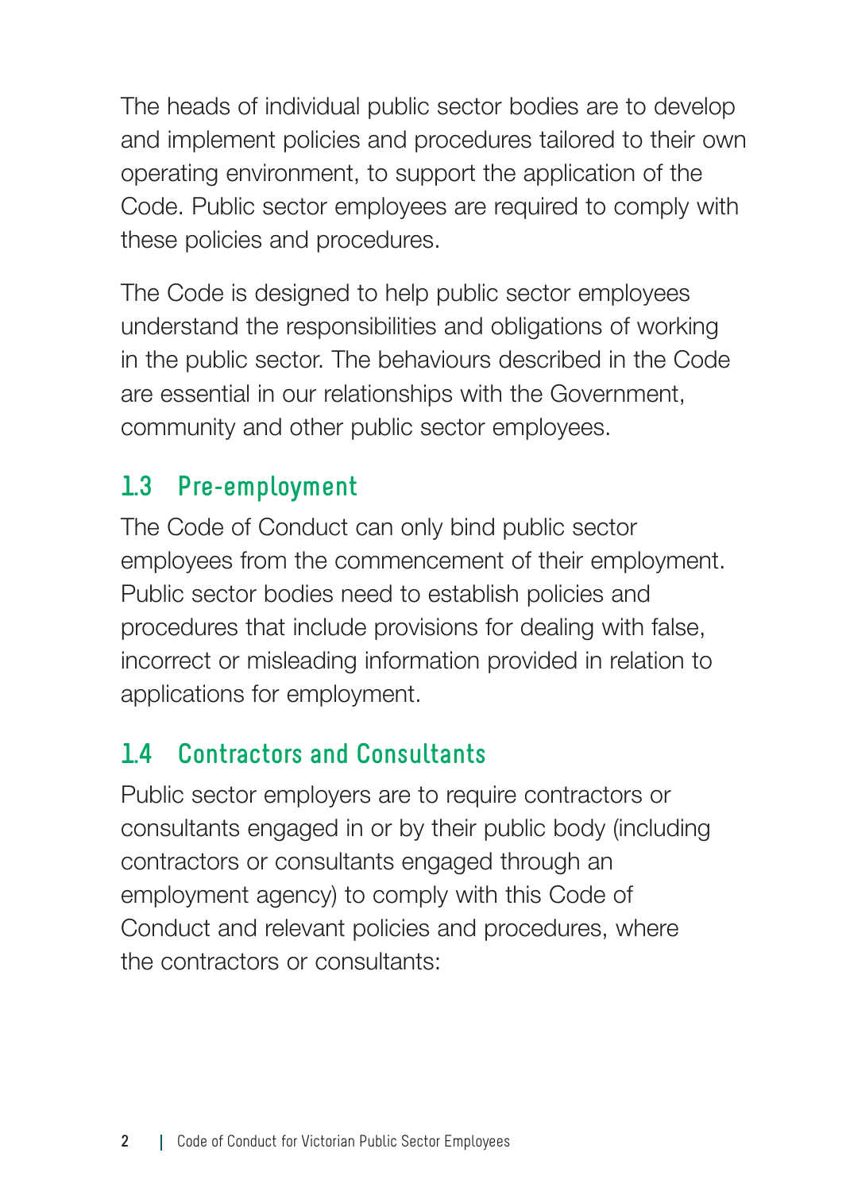The heads of individual public sector bodies are to develop and implement policies and procedures tailored to their own operating environment, to support the application of the Code. Public sector employees are required to comply with these policies and procedures.

The Code is designed to help public sector employees understand the responsibilities and obligations of working in the public sector. The behaviours described in the Code are essential in our relationships with the Government, community and other public sector employees.

## 1.3 Pre-employment

The Code of Conduct can only bind public sector employees from the commencement of their employment. Public sector bodies need to establish policies and procedures that include provisions for dealing with false, incorrect or misleading information provided in relation to applications for employment.

## 1.4 Contractors and Consultants

Public sector employers are to require contractors or consultants engaged in or by their public body (including contractors or consultants engaged through an employment agency) to comply with this Code of Conduct and relevant policies and procedures, where the contractors or consultants: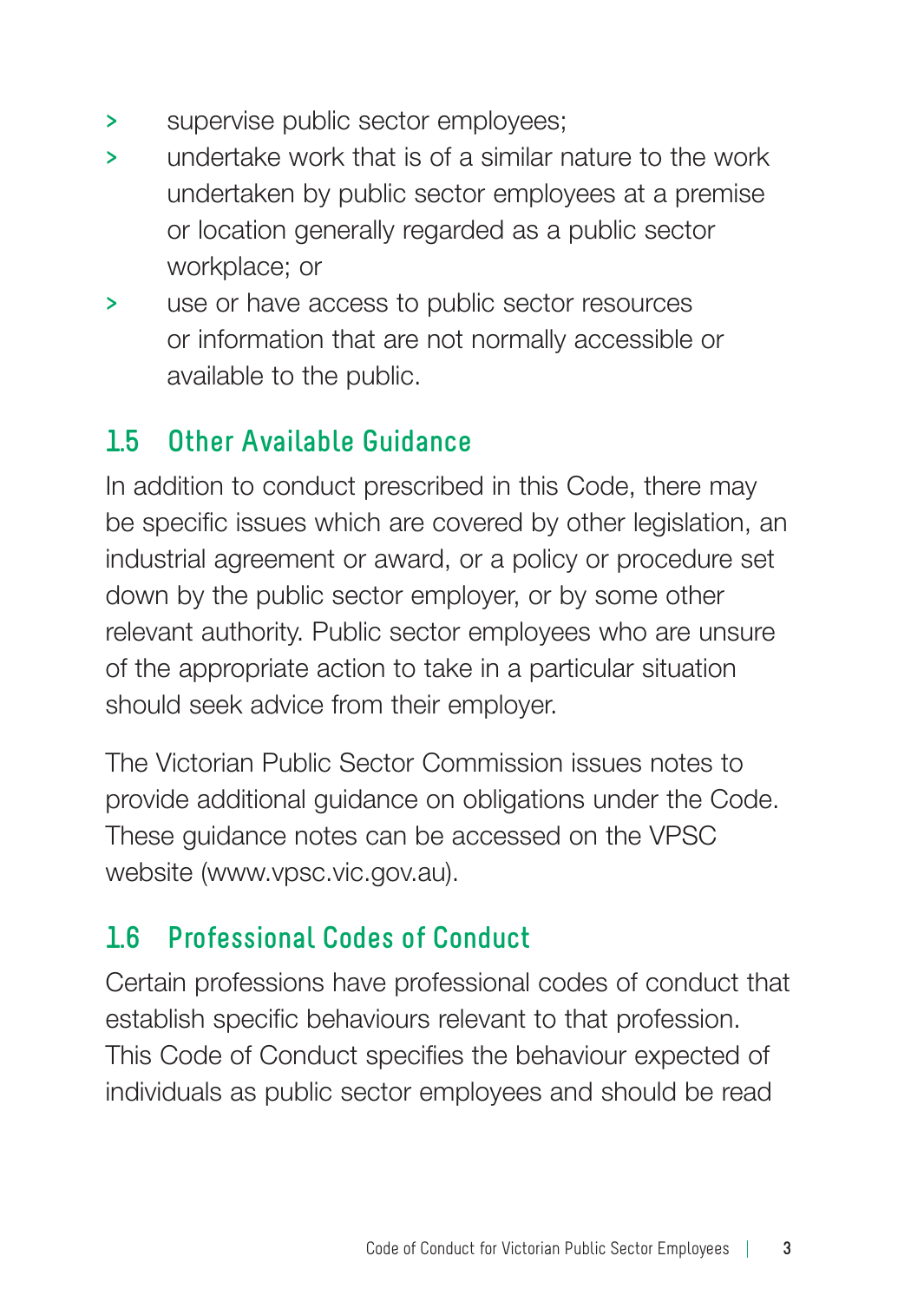- supervise public sector employees;
- undertake work that is of a similar nature to the work undertaken by public sector employees at a premise or location generally regarded as a public sector workplace; or
- use or have access to public sector resources or information that are not normally accessible or available to the public.

## 1.5 Other Available Guidance

In addition to conduct prescribed in this Code, there may be specific issues which are covered by other legislation, an industrial agreement or award, or a policy or procedure set down by the public sector employer, or by some other relevant authority. Public sector employees who are unsure of the appropriate action to take in a particular situation should seek advice from their employer.

The Victorian Public Sector Commission issues notes to provide additional guidance on obligations under the Code. These guidance notes can be accessed on the VPSC website (www.vpsc.vic.gov.au).

## 1.6 Professional Codes of Conduct

Certain professions have professional codes of conduct that establish specific behaviours relevant to that profession. This Code of Conduct specifies the behaviour expected of individuals as public sector employees and should be read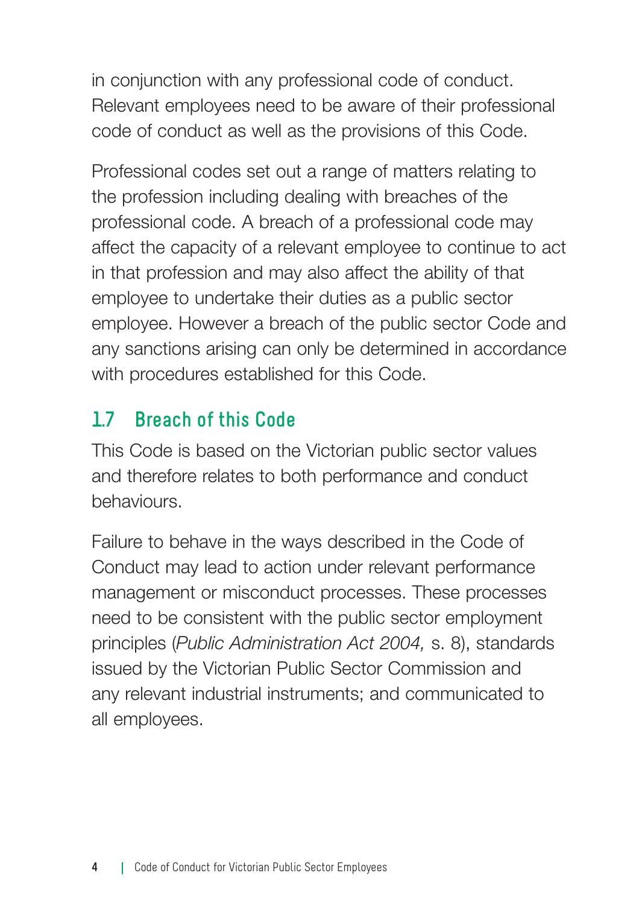in conjunction with any professional code of conduct. Relevant employees need to be aware of their professional code of conduct as well as the provisions of this Code.

Professional codes set out a range of matters relating to the profession including dealing with breaches of the professional code. A breach of a professional code may affect the capacity of a relevant employee to continue to act in that profession and may also affect the ability of that employee to undertake their duties as a public sector employee. However a breach of the public sector Code and any sanctions arising can only be determined in accordance with procedures established for this Code.

## 1.7 Breach of this Code

This Code is based on the Victorian public sector values and therefore relates to both performance and conduct behaviours.

Failure to behave in the ways described in the Code of Conduct may lead to action under relevant performance management or misconduct processes. These processes need to be consistent with the public sector employment principles (*Public Administration Act 2004,* s. 8), standards issued by the Victorian Public Sector Commission and any relevant industrial instruments; and communicated to all employees.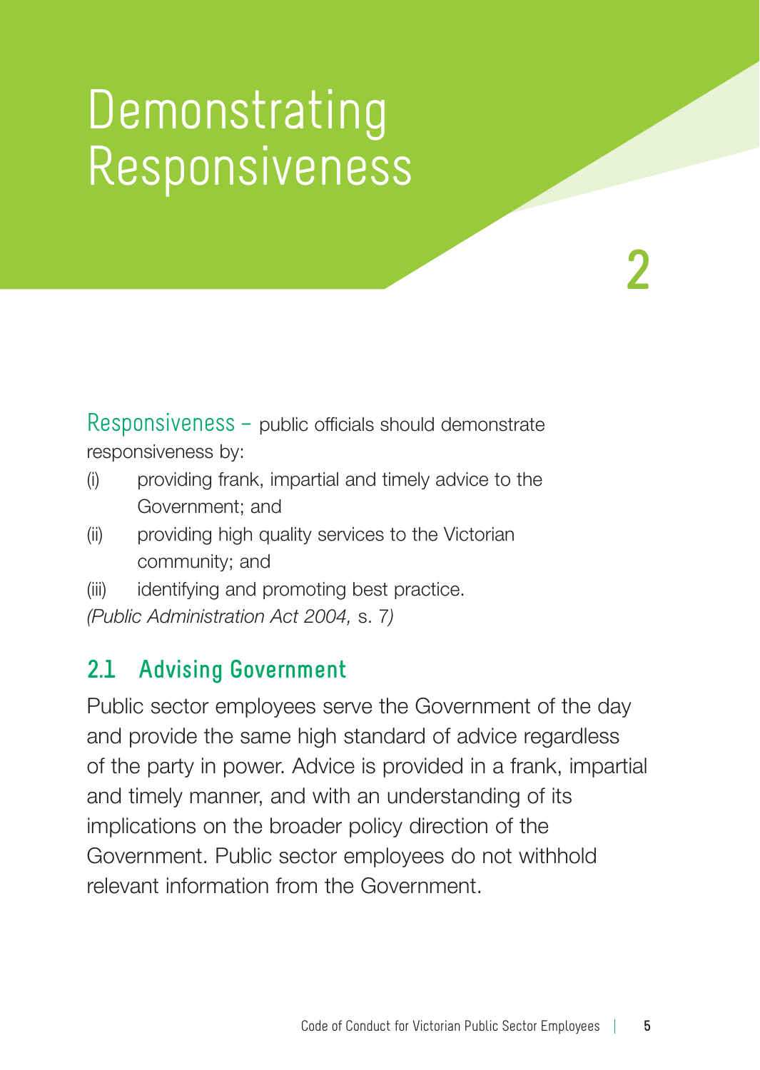# Demonstrating Responsiveness

2

Responsiveness – public officials should demonstrate responsiveness by:

(i) providing frank, impartial and timely advice to the Government; and

(ii) providing high quality services to the Victorian community; and

(iii) identifying and promoting best practice.

*(Public Administration Act 2004,* s. 7*)*

## 2.1 Advising Government

Public sector employees serve the Government of the day and provide the same high standard of advice regardless of the party in power. Advice is provided in a frank, impartial and timely manner, and with an understanding of its implications on the broader policy direction of the Government. Public sector employees do not withhold relevant information from the Government.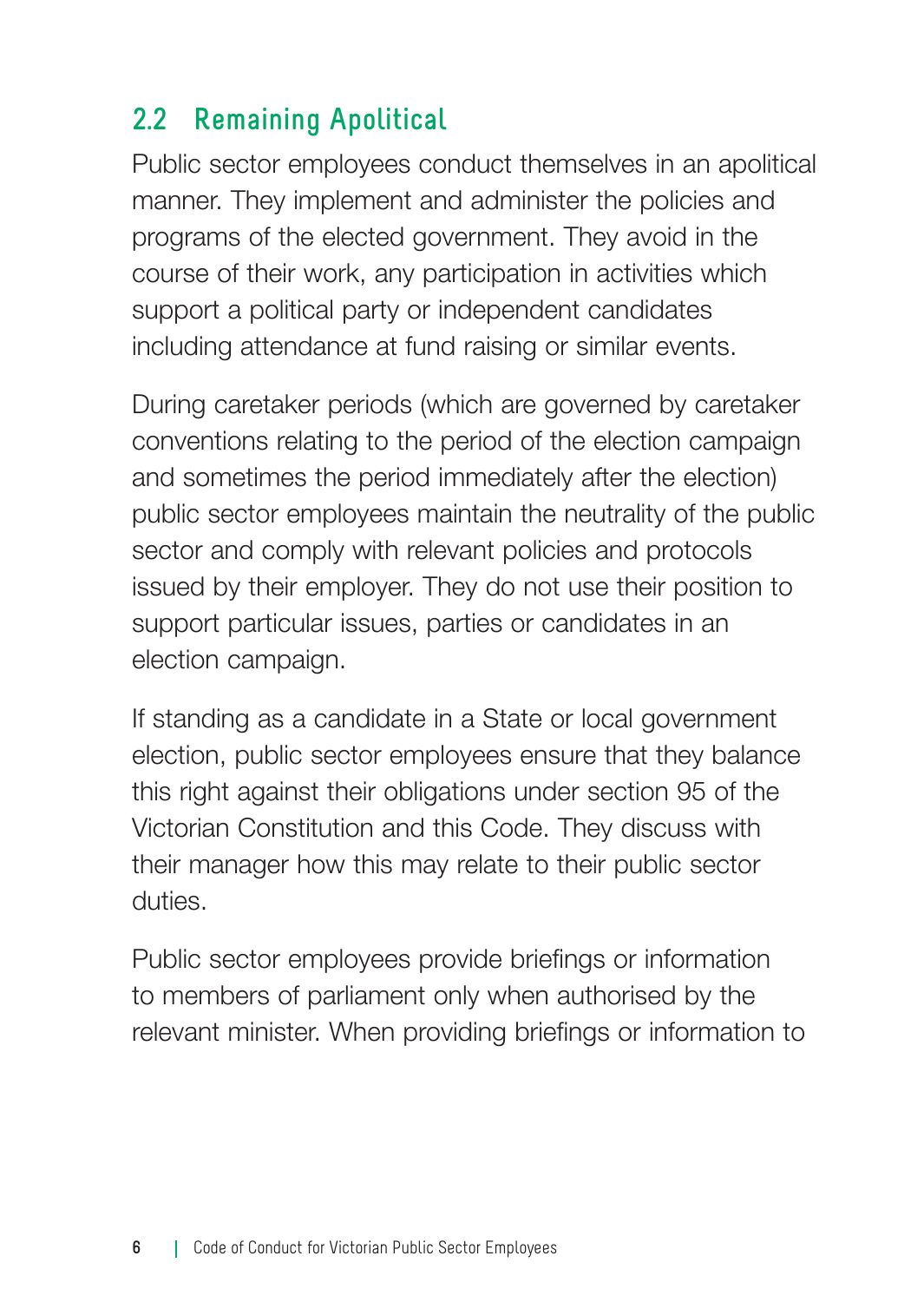## 2.2 Remaining Apolitical

Public sector employees conduct themselves in an apolitical manner. They implement and administer the policies and programs of the elected government. They avoid in the course of their work, any participation in activities which support a political party or independent candidates including attendance at fund raising or similar events.

During caretaker periods (which are governed by caretaker conventions relating to the period of the election campaign and sometimes the period immediately after the election) public sector employees maintain the neutrality of the public sector and comply with relevant policies and protocols issued by their employer. They do not use their position to support particular issues, parties or candidates in an election campaign.

If standing as a candidate in a State or local government election, public sector employees ensure that they balance this right against their obligations under section 95 of the Victorian Constitution and this Code. They discuss with their manager how this may relate to their public sector duties.

Public sector employees provide briefings or information to members of parliament only when authorised by the relevant minister. When providing briefings or information to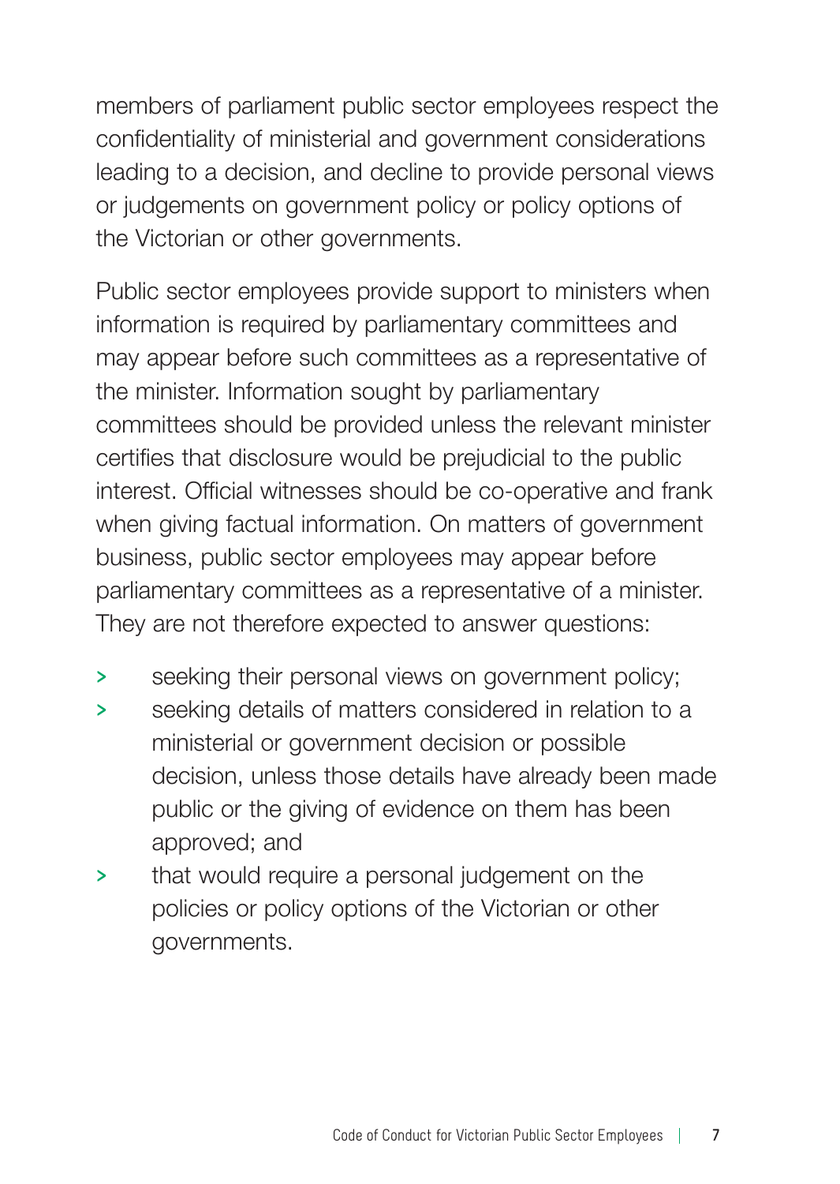members of parliament public sector employees respect the confidentiality of ministerial and government considerations leading to a decision, and decline to provide personal views or judgements on government policy or policy options of the Victorian or other governments.

Public sector employees provide support to ministers when information is required by parliamentary committees and may appear before such committees as a representative of the minister. Information sought by parliamentary committees should be provided unless the relevant minister certifies that disclosure would be prejudicial to the public interest. Official witnesses should be co-operative and frank when giving factual information. On matters of government business, public sector employees may appear before parliamentary committees as a representative of a minister. They are not therefore expected to answer questions:

- seeking their personal views on government policy;
- seeking details of matters considered in relation to a ministerial or government decision or possible decision, unless those details have already been made public or the giving of evidence on them has been approved; and
- that would require a personal judgement on the policies or policy options of the Victorian or other governments.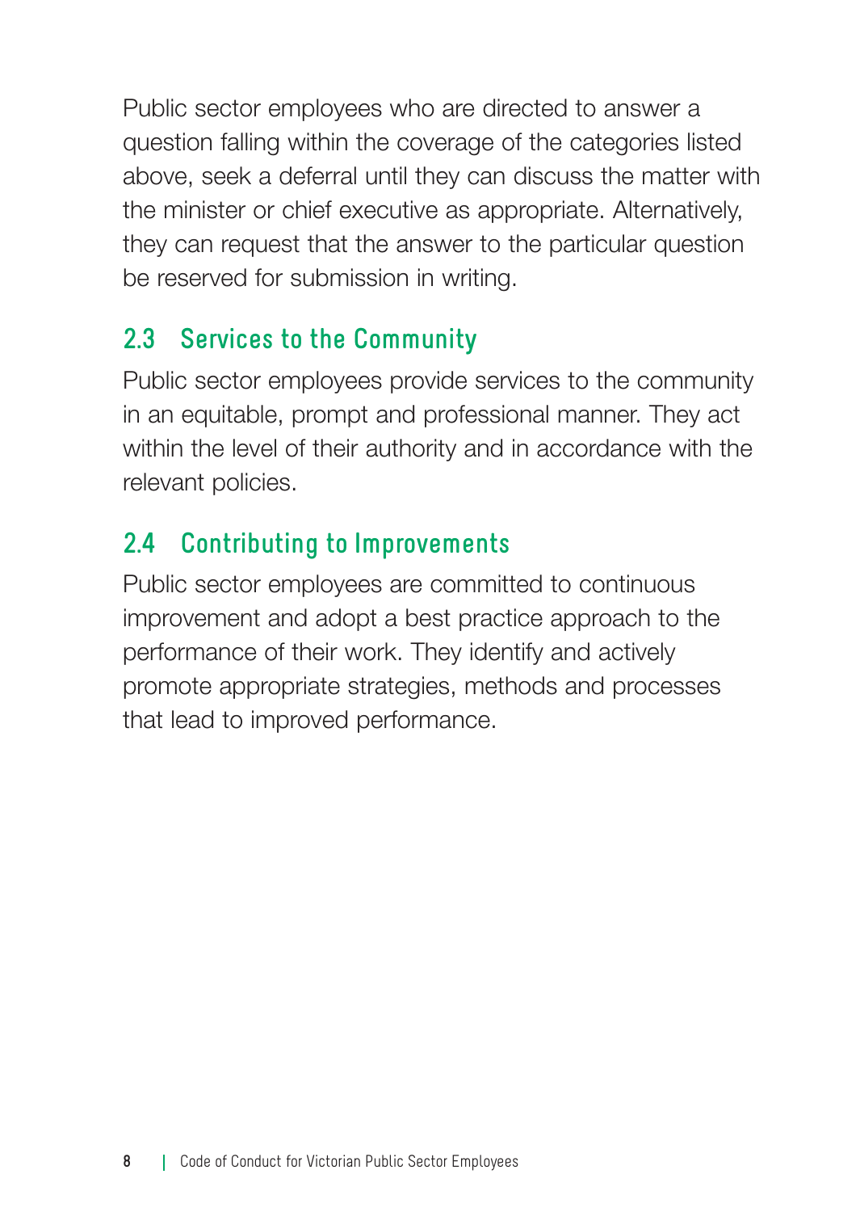Public sector employees who are directed to answer a question falling within the coverage of the categories listed above, seek a deferral until they can discuss the matter with the minister or chief executive as appropriate. Alternatively, they can request that the answer to the particular question be reserved for submission in writing.

## 2.3 Services to the Community

Public sector employees provide services to the community in an equitable, prompt and professional manner. They act within the level of their authority and in accordance with the relevant policies.

## 2.4 Contributing to Improvements

Public sector employees are committed to continuous improvement and adopt a best practice approach to the performance of their work. They identify and actively promote appropriate strategies, methods and processes that lead to improved performance.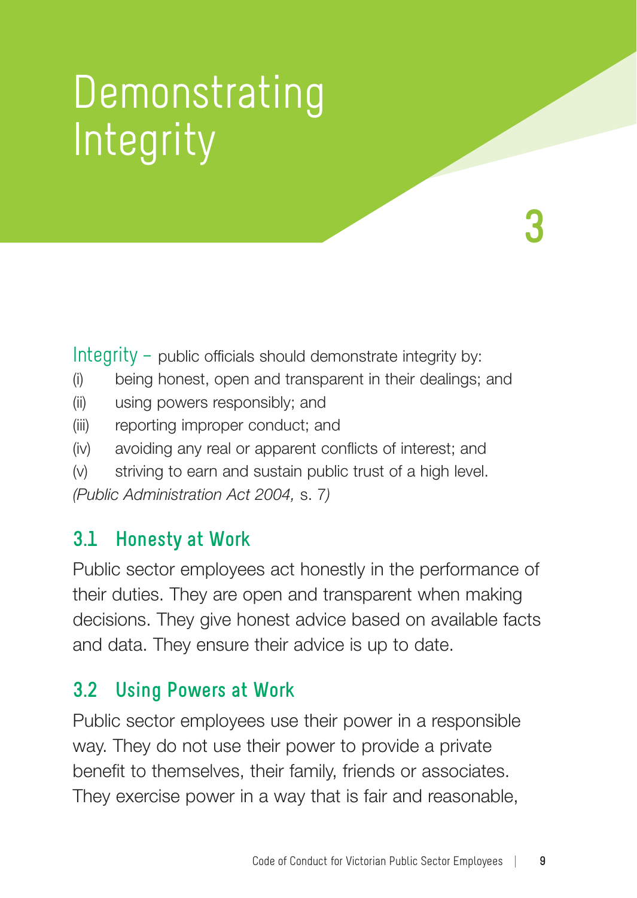# Demonstrating Integrity

# 3

Integrity – public officials should demonstrate integrity by:

(i) being honest, open and transparent in their dealings; and

(ii) using powers responsibly; and

(iii) reporting improper conduct; and

(iv) avoiding any real or apparent conflicts of interest; and

(v) striving to earn and sustain public trust of a high level.

*(Public Administration Act 2004,* s. 7*)*

## 3.1 Honesty at Work

Public sector employees act honestly in the performance of their duties. They are open and transparent when making decisions. They give honest advice based on available facts and data. They ensure their advice is up to date.

## 3.2 Using Powers at Work

Public sector employees use their power in a responsible way. They do not use their power to provide a private benefit to themselves, their family, friends or associates. They exercise power in a way that is fair and reasonable,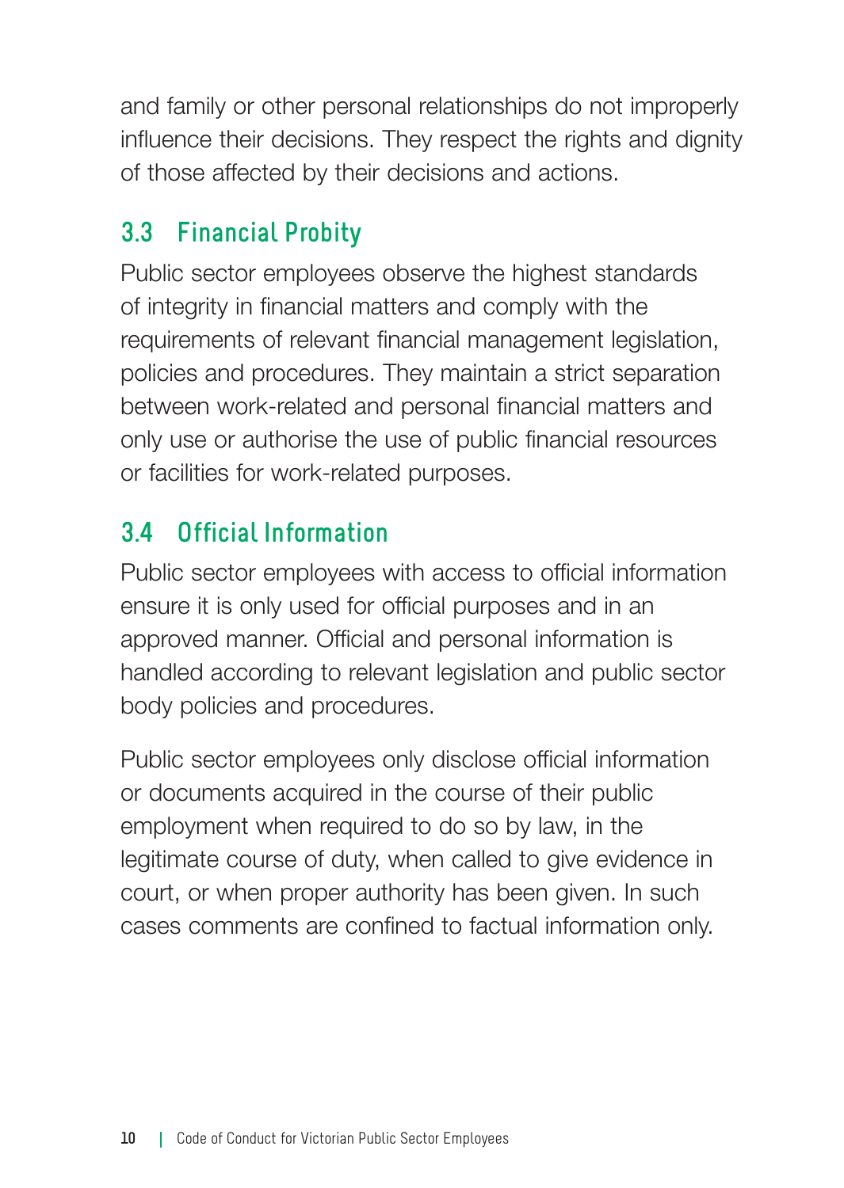and family or other personal relationships do not improperly influence their decisions. They respect the rights and dignity of those affected by their decisions and actions.

## 3.3 Financial Probity

Public sector employees observe the highest standards of integrity in financial matters and comply with the requirements of relevant financial management legislation, policies and procedures. They maintain a strict separation between work-related and personal financial matters and only use or authorise the use of public financial resources or facilities for work-related purposes.

## 3.4 Official Information

Public sector employees with access to official information ensure it is only used for official purposes and in an approved manner. Official and personal information is handled according to relevant legislation and public sector body policies and procedures.

Public sector employees only disclose official information or documents acquired in the course of their public employment when required to do so by law, in the legitimate course of duty, when called to give evidence in court, or when proper authority has been given. In such cases comments are confined to factual information only.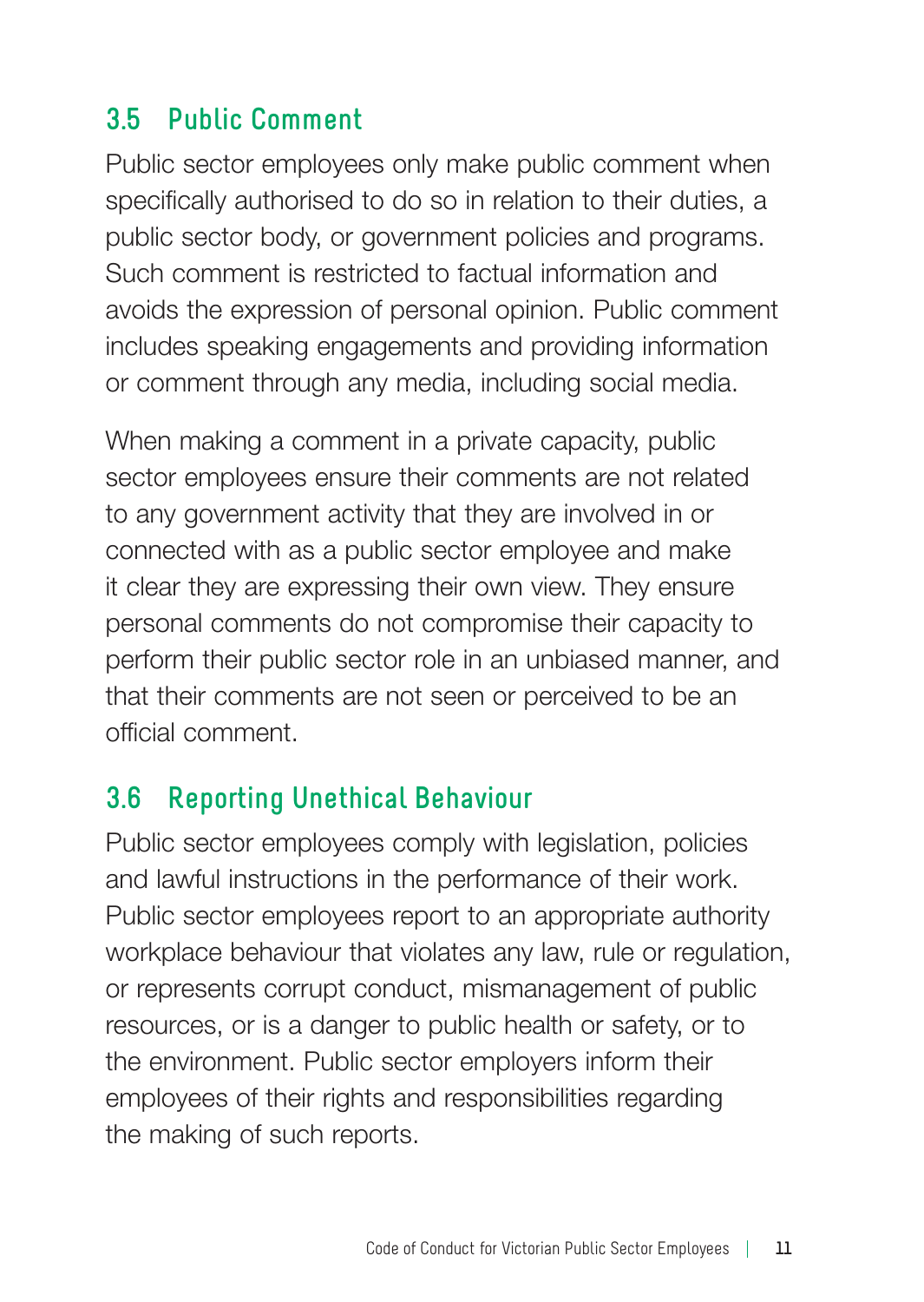## 3.5 Public Comment

Public sector employees only make public comment when specifically authorised to do so in relation to their duties, a public sector body, or government policies and programs. Such comment is restricted to factual information and avoids the expression of personal opinion. Public comment includes speaking engagements and providing information or comment through any media, including social media.

When making a comment in a private capacity, public sector employees ensure their comments are not related to any government activity that they are involved in or connected with as a public sector employee and make it clear they are expressing their own view. They ensure personal comments do not compromise their capacity to perform their public sector role in an unbiased manner, and that their comments are not seen or perceived to be an official comment.

## 3.6 Reporting Unethical Behaviour

Public sector employees comply with legislation, policies and lawful instructions in the performance of their work. Public sector employees report to an appropriate authority workplace behaviour that violates any law, rule or regulation, or represents corrupt conduct, mismanagement of public resources, or is a danger to public health or safety, or to the environment. Public sector employers inform their employees of their rights and responsibilities regarding the making of such reports.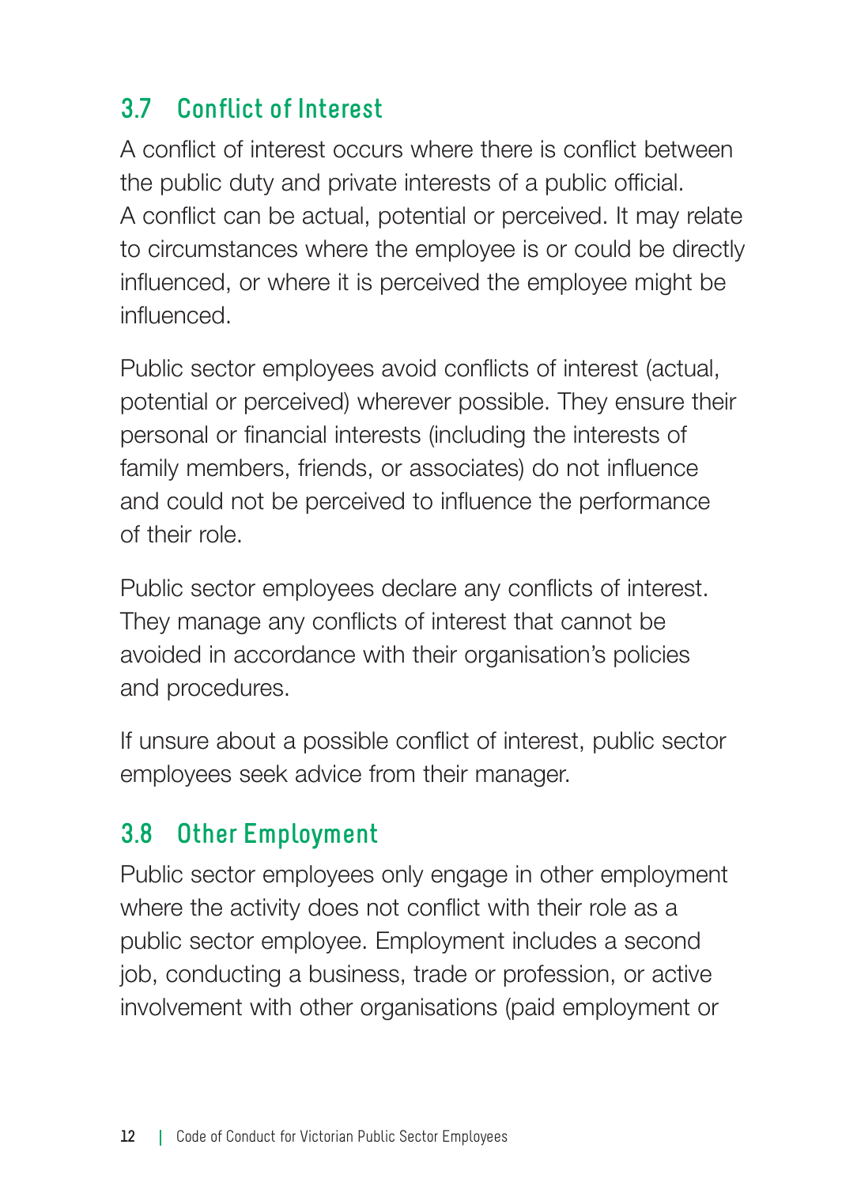## 3.7 Conflict of Interest

A conflict of interest occurs where there is conflict between the public duty and private interests of a public official. A conflict can be actual, potential or perceived. It may relate to circumstances where the employee is or could be directly influenced, or where it is perceived the employee might be influenced.

Public sector employees avoid conflicts of interest (actual, potential or perceived) wherever possible. They ensure their personal or financial interests (including the interests of family members, friends, or associates) do not influence and could not be perceived to influence the performance of their role.

Public sector employees declare any conflicts of interest. They manage any conflicts of interest that cannot be avoided in accordance with their organisation's policies and procedures.

If unsure about a possible conflict of interest, public sector employees seek advice from their manager.

## 3.8 Other Employment

Public sector employees only engage in other employment where the activity does not conflict with their role as a public sector employee. Employment includes a second job, conducting a business, trade or profession, or active involvement with other organisations (paid employment or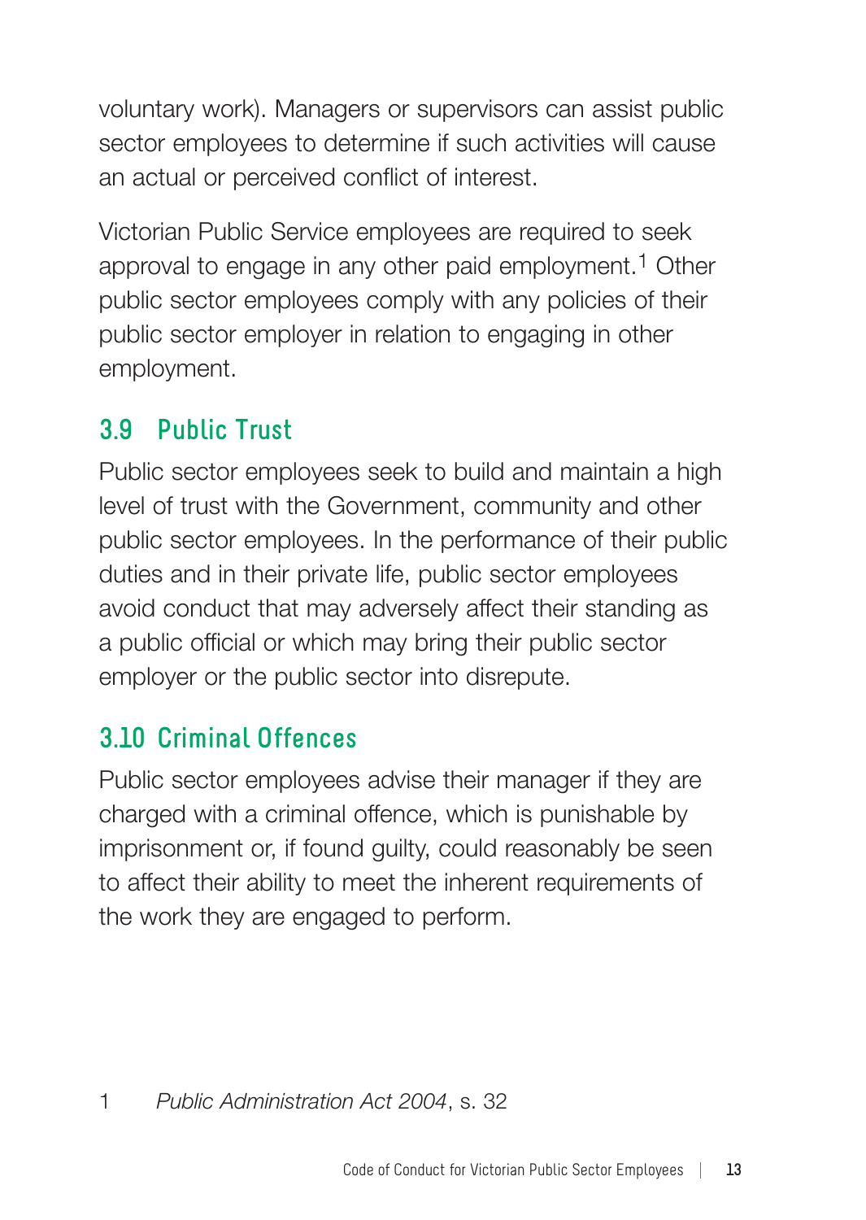voluntary work). Managers or supervisors can assist public sector employees to determine if such activities will cause an actual or perceived conflict of interest.

Victorian Public Service employees are required to seek approval to engage in any other paid employment.[1] Other public sector employees comply with any policies of their public sector employer in relation to engaging in other employment.

## 3.9 Public Trust

Public sector employees seek to build and maintain a high level of trust with the Government, community and other public sector employees. In the performance of their public duties and in their private life, public sector employees avoid conduct that may adversely affect their standing as a public official or which may bring their public sector employer or the public sector into disrepute.

## 3.10 Criminal Offences

Public sector employees advise their manager if they are charged with a criminal offence, which is punishable by imprisonment or, if found guilty, could reasonably be seen to affect their ability to meet the inherent requirements of the work they are engaged to perform.

1 *Public Administration Act 2004*, s. 32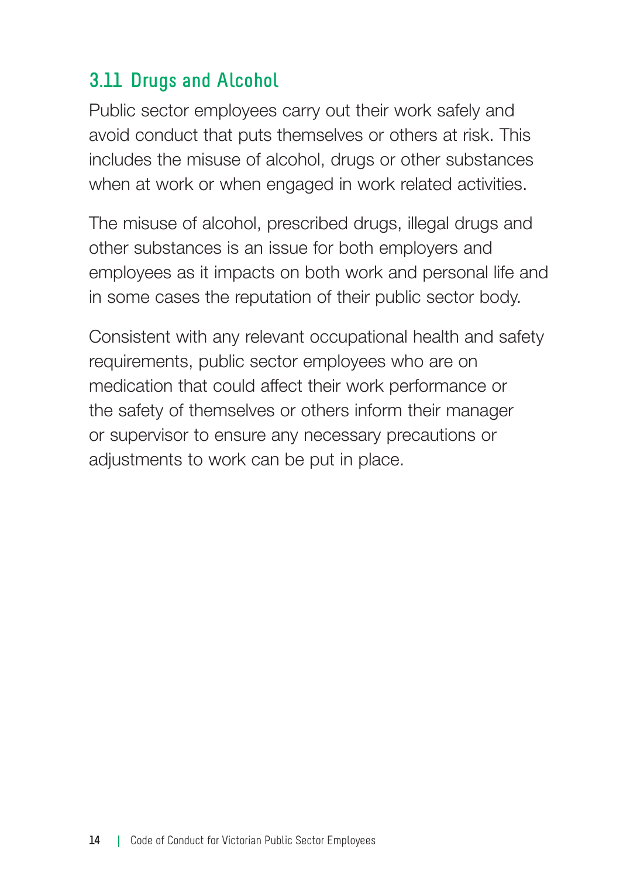## 3.11 Drugs and Alcohol

Public sector employees carry out their work safely and avoid conduct that puts themselves or others at risk. This includes the misuse of alcohol, drugs or other substances when at work or when engaged in work related activities.

The misuse of alcohol, prescribed drugs, illegal drugs and other substances is an issue for both employers and employees as it impacts on both work and personal life and in some cases the reputation of their public sector body.

Consistent with any relevant occupational health and safety requirements, public sector employees who are on medication that could affect their work performance or the safety of themselves or others inform their manager or supervisor to ensure any necessary precautions or adjustments to work can be put in place.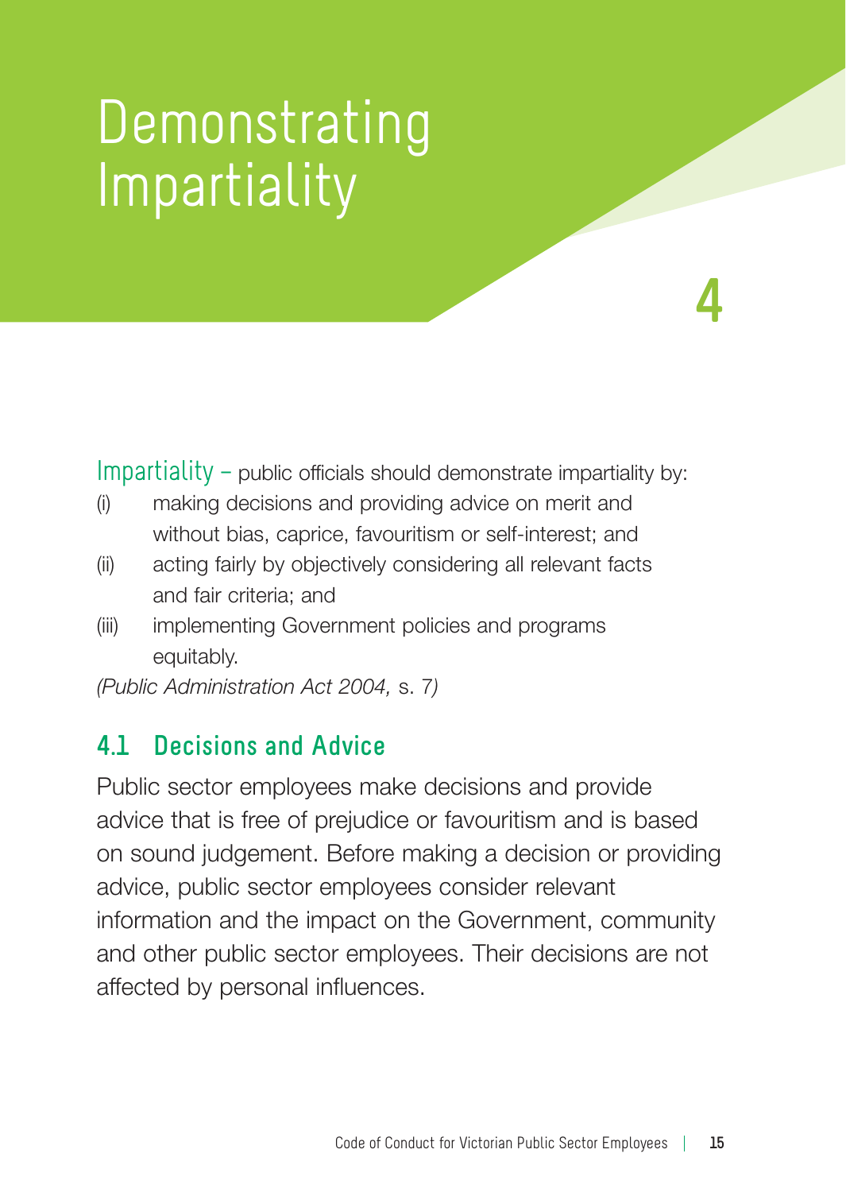# Demonstrating Impartiality

4

Impartiality – public officials should demonstrate impartiality by:

(i) making decisions and providing advice on merit and without bias, caprice, favouritism or self-interest; and

(ii) acting fairly by objectively considering all relevant facts and fair criteria; and

(iii) implementing Government policies and programs equitably.

*(Public Administration Act 2004,* s. 7*)*

## 4.1 Decisions and Advice

Public sector employees make decisions and provide advice that is free of prejudice or favouritism and is based on sound judgement. Before making a decision or providing advice, public sector employees consider relevant information and the impact on the Government, community and other public sector employees. Their decisions are not affected by personal influences.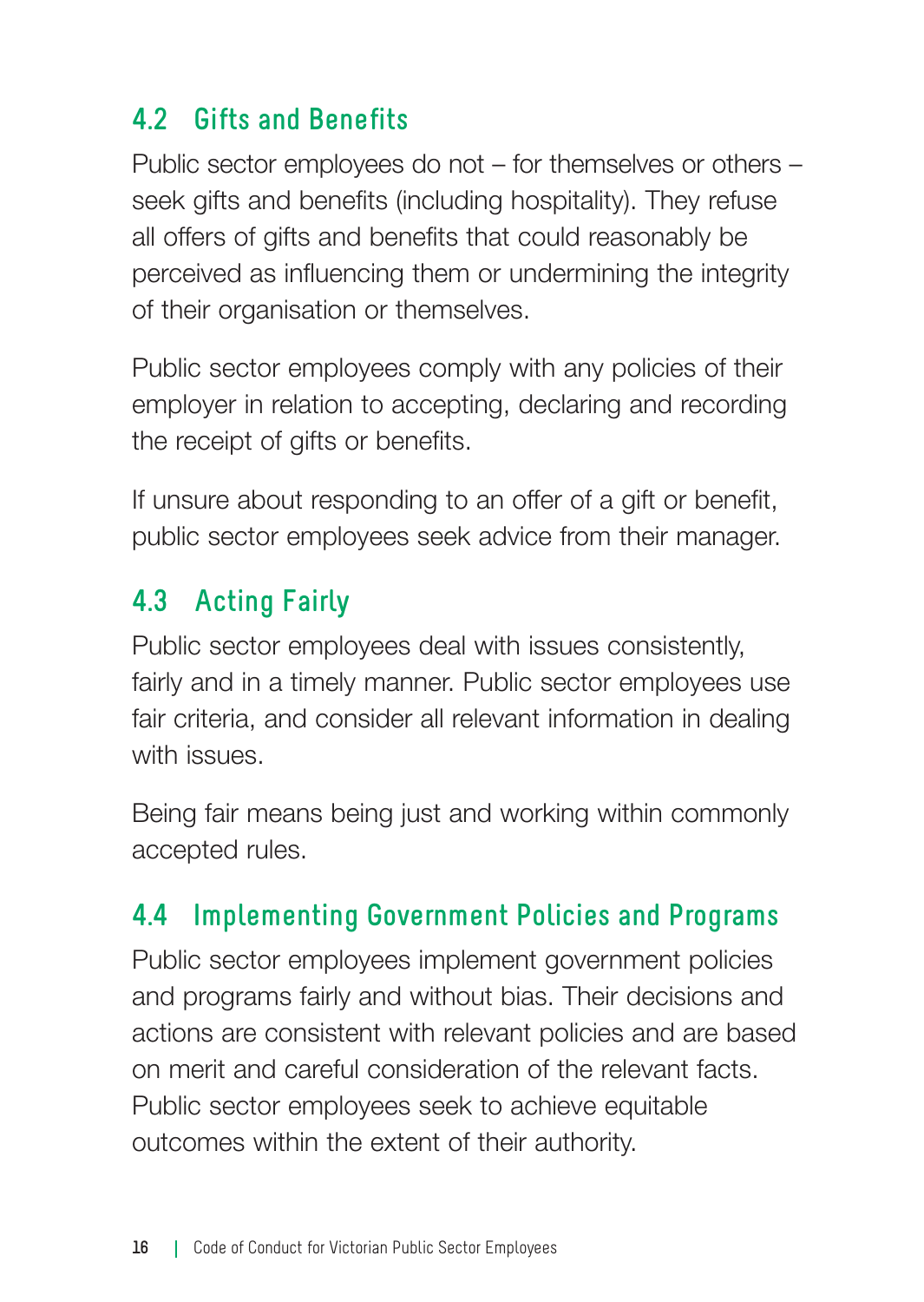## 4.2 Gifts and Benefits

Public sector employees do not – for themselves or others – seek gifts and benefits (including hospitality). They refuse all offers of gifts and benefits that could reasonably be perceived as influencing them or undermining the integrity of their organisation or themselves.

Public sector employees comply with any policies of their employer in relation to accepting, declaring and recording the receipt of gifts or benefits.

If unsure about responding to an offer of a gift or benefit, public sector employees seek advice from their manager.

## 4.3 Acting Fairly

Public sector employees deal with issues consistently, fairly and in a timely manner. Public sector employees use fair criteria, and consider all relevant information in dealing with issues.

Being fair means being just and working within commonly accepted rules.

## 4.4 Implementing Government Policies and Programs

Public sector employees implement government policies and programs fairly and without bias. Their decisions and actions are consistent with relevant policies and are based on merit and careful consideration of the relevant facts. Public sector employees seek to achieve equitable outcomes within the extent of their authority.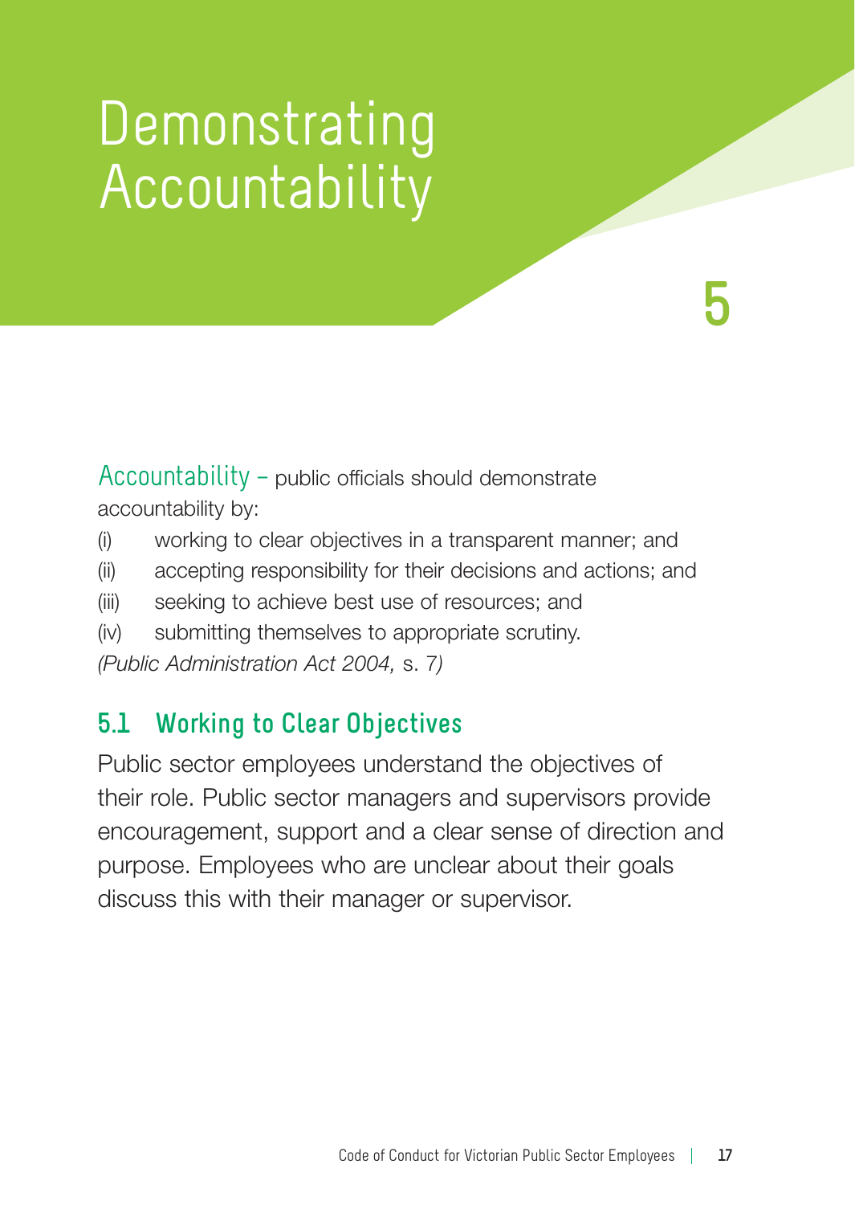# Demonstrating Accountability

5

Accountability – public officials should demonstrate accountability by:

(i) working to clear objectives in a transparent manner; and

(ii) accepting responsibility for their decisions and actions; and

(iii) seeking to achieve best use of resources; and

(iv) submitting themselves to appropriate scrutiny.

*(Public Administration Act 2004,* s. 7*)*

## 5.1 Working to Clear Objectives

Public sector employees understand the objectives of their role. Public sector managers and supervisors provide encouragement, support and a clear sense of direction and purpose. Employees who are unclear about their goals discuss this with their manager or supervisor.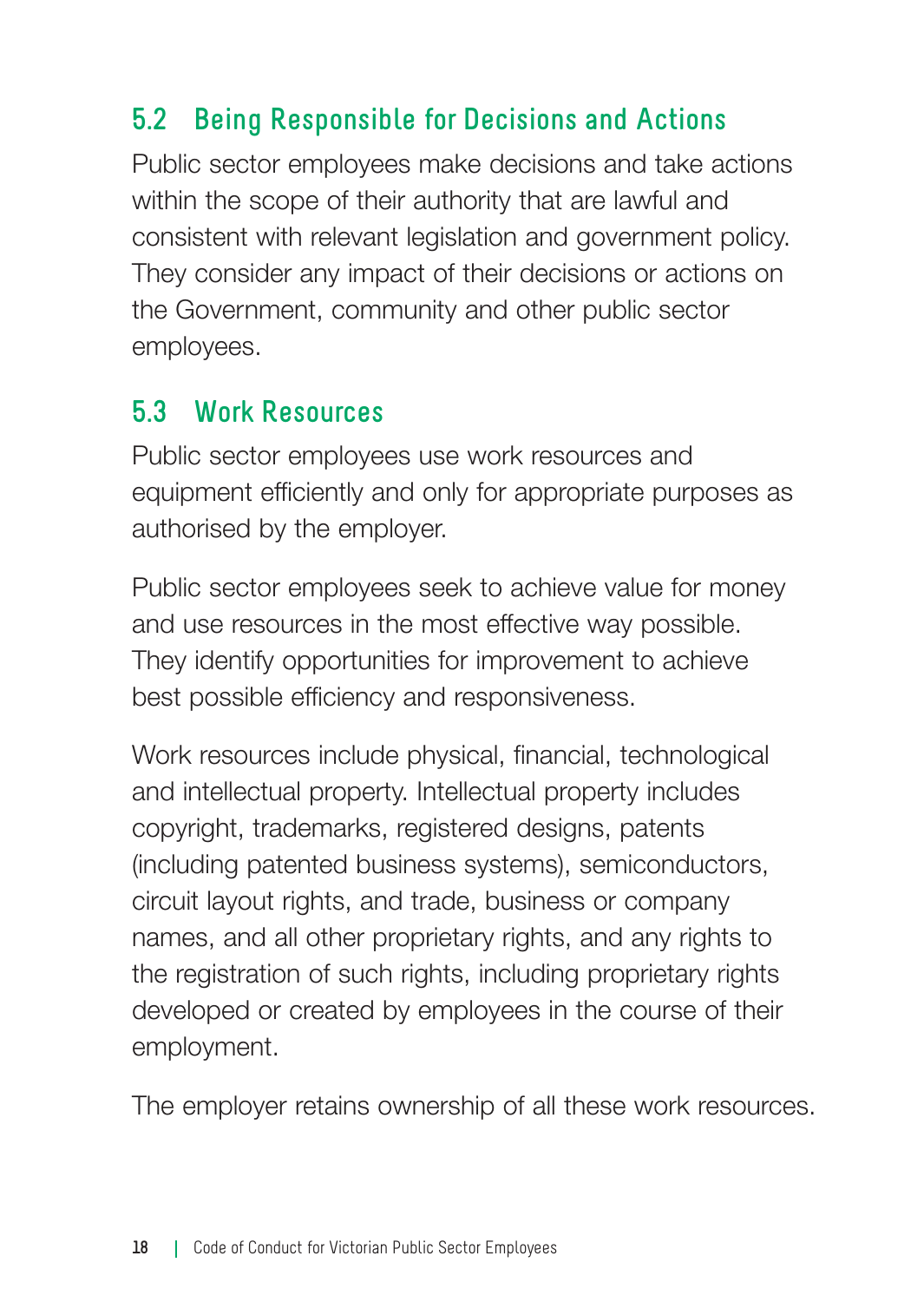## 5.2 Being Responsible for Decisions and Actions

Public sector employees make decisions and take actions within the scope of their authority that are lawful and consistent with relevant legislation and government policy. They consider any impact of their decisions or actions on the Government, community and other public sector employees.

## 5.3 Work Resources

Public sector employees use work resources and equipment efficiently and only for appropriate purposes as authorised by the employer.

Public sector employees seek to achieve value for money and use resources in the most effective way possible. They identify opportunities for improvement to achieve best possible efficiency and responsiveness.

Work resources include physical, financial, technological and intellectual property. Intellectual property includes copyright, trademarks, registered designs, patents (including patented business systems), semiconductors, circuit layout rights, and trade, business or company names, and all other proprietary rights, and any rights to the registration of such rights, including proprietary rights developed or created by employees in the course of their employment.

The employer retains ownership of all these work resources.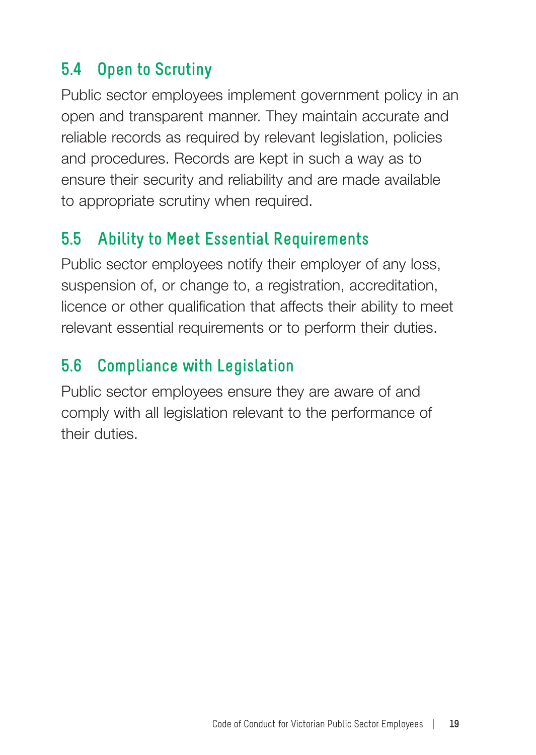## 5.4 Open to Scrutiny

Public sector employees implement government policy in an open and transparent manner. They maintain accurate and reliable records as required by relevant legislation, policies and procedures. Records are kept in such a way as to ensure their security and reliability and are made available to appropriate scrutiny when required.

## 5.5 Ability to Meet Essential Requirements

Public sector employees notify their employer of any loss, suspension of, or change to, a registration, accreditation, licence or other qualification that affects their ability to meet relevant essential requirements or to perform their duties.

## 5.6 Compliance with Legislation

Public sector employees ensure they are aware of and comply with all legislation relevant to the performance of their duties.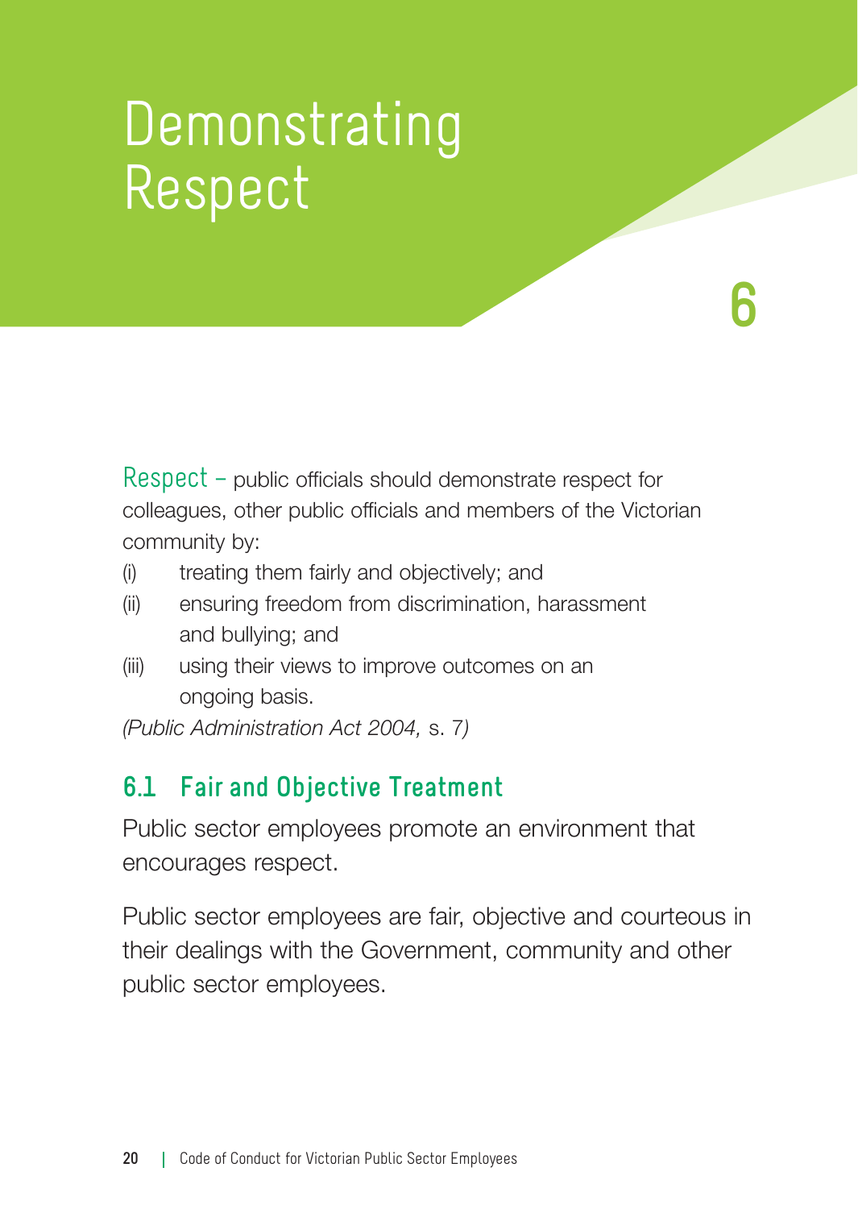# Demonstrating Respect

6

Respect – public officials should demonstrate respect for colleagues, other public officials and members of the Victorian community by:

(i) treating them fairly and objectively; and

(ii) ensuring freedom from discrimination, harassment and bullying; and

(iii) using their views to improve outcomes on an ongoing basis.

*(Public Administration Act 2004,* s. 7*)*

## 6.1 Fair and Objective Treatment

Public sector employees promote an environment that encourages respect.

Public sector employees are fair, objective and courteous in their dealings with the Government, community and other public sector employees.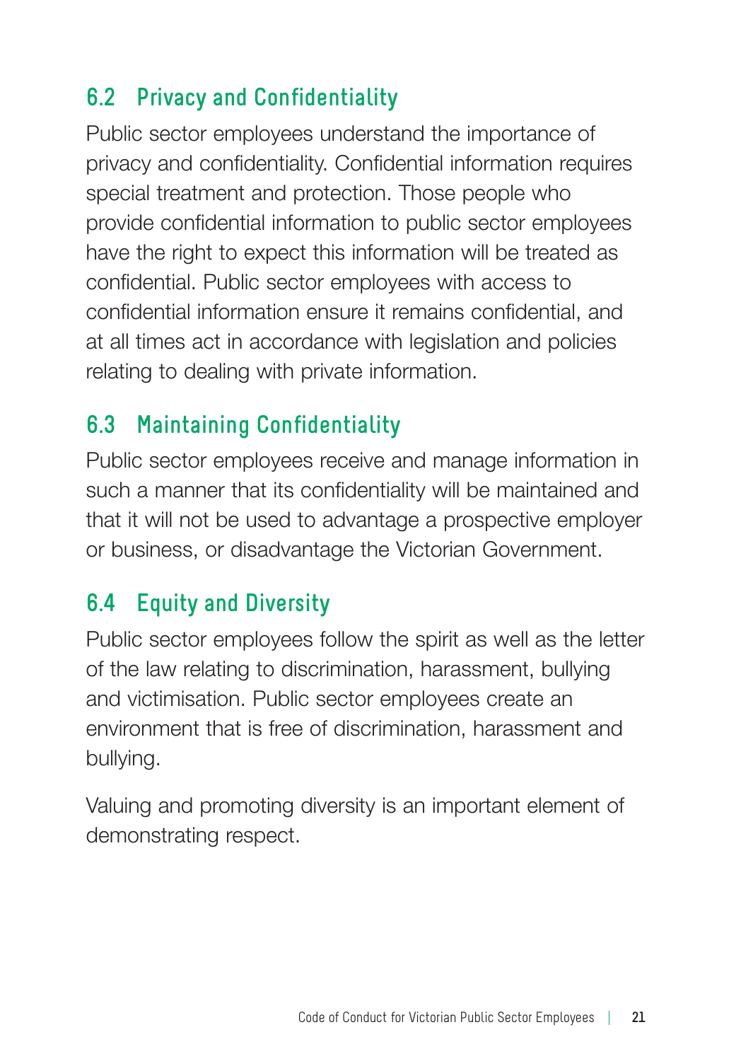## 6.2 Privacy and Confidentiality

Public sector employees understand the importance of privacy and confidentiality. Confidential information requires special treatment and protection. Those people who provide confidential information to public sector employees have the right to expect this information will be treated as confidential. Public sector employees with access to confidential information ensure it remains confidential, and at all times act in accordance with legislation and policies relating to dealing with private information.

## 6.3 Maintaining Confidentiality

Public sector employees receive and manage information in such a manner that its confidentiality will be maintained and that it will not be used to advantage a prospective employer or business, or disadvantage the Victorian Government.

## 6.4 Equity and Diversity

Public sector employees follow the spirit as well as the letter of the law relating to discrimination, harassment, bullying and victimisation. Public sector employees create an environment that is free of discrimination, harassment and bullying.

Valuing and promoting diversity is an important element of demonstrating respect.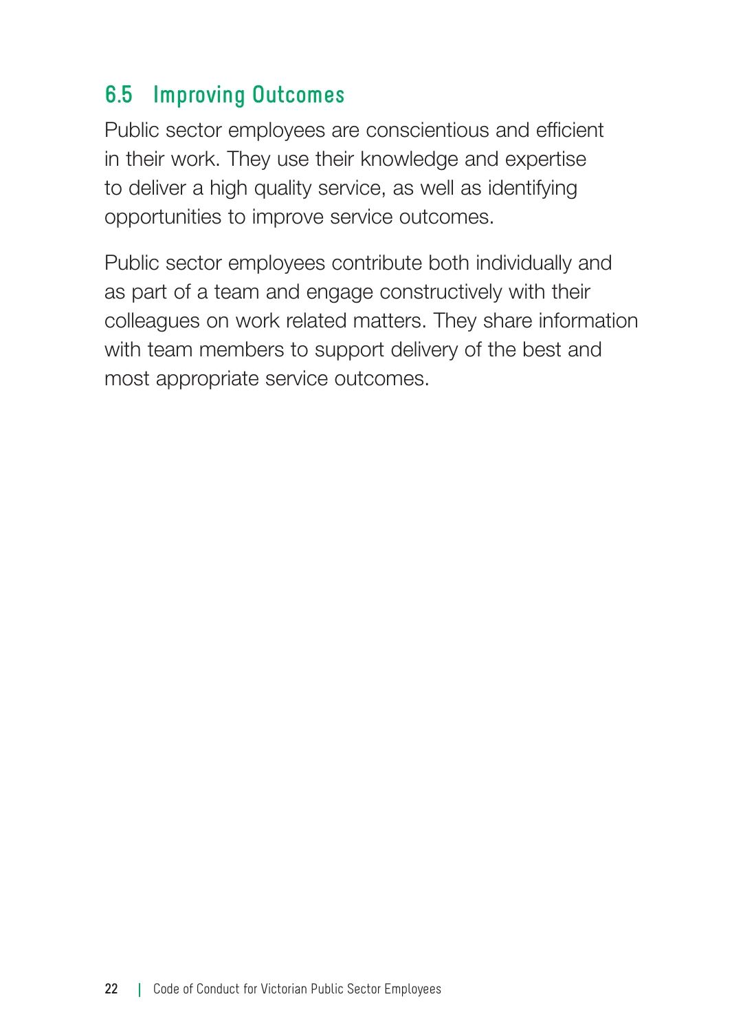## 6.5 Improving Outcomes

Public sector employees are conscientious and efficient in their work. They use their knowledge and expertise to deliver a high quality service, as well as identifying opportunities to improve service outcomes.

Public sector employees contribute both individually and as part of a team and engage constructively with their colleagues on work related matters. They share information with team members to support delivery of the best and most appropriate service outcomes.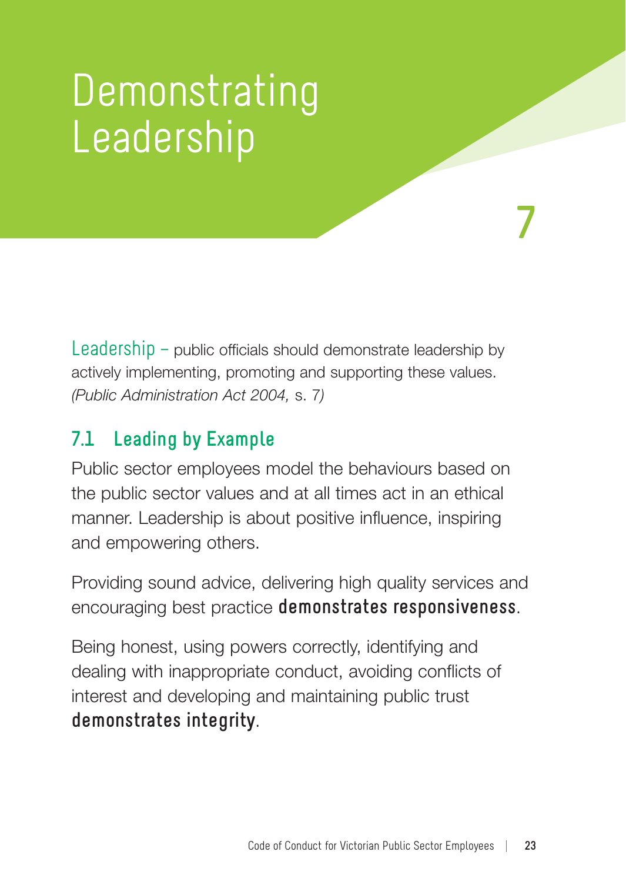# Demonstrating Leadership

7

Leadership – public officials should demonstrate leadership by actively implementing, promoting and supporting these values. *(Public Administration Act 2004,* s. 7*)*

## 7.1 Leading by Example

Public sector employees model the behaviours based on the public sector values and at all times act in an ethical manner. Leadership is about positive influence, inspiring and empowering others.

Providing sound advice, delivering high quality services and encouraging best practice **demonstrates responsiveness**.

Being honest, using powers correctly, identifying and dealing with inappropriate conduct, avoiding conflicts of interest and developing and maintaining public trust **demonstrates integrity**.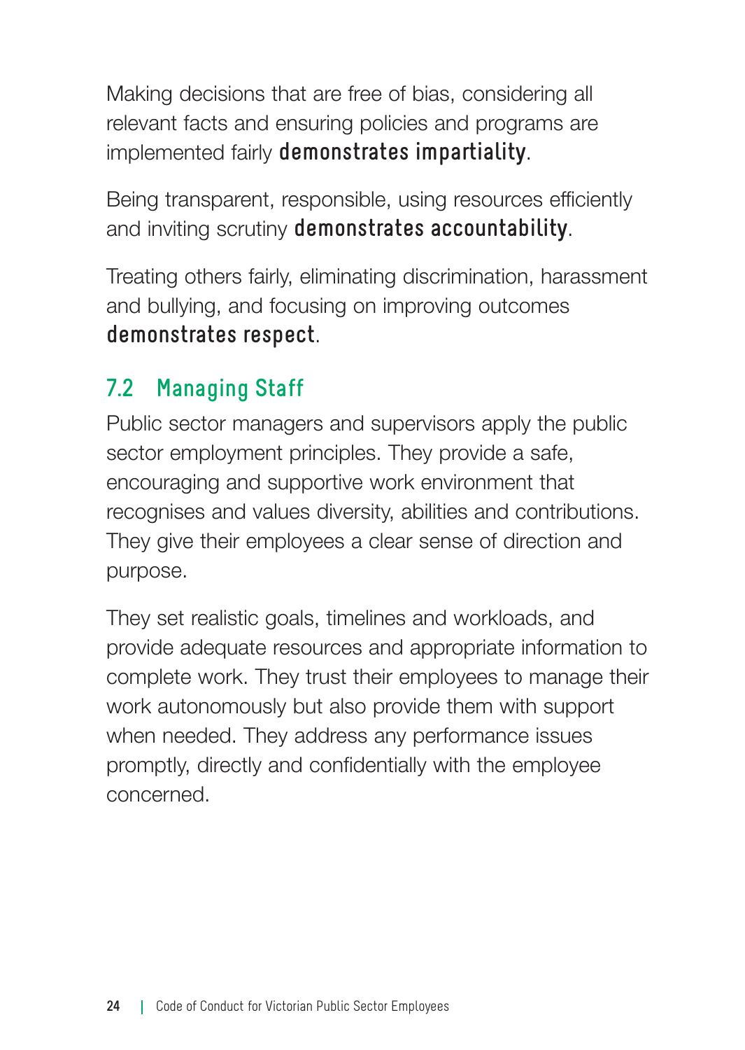Making decisions that are free of bias, considering all relevant facts and ensuring policies and programs are implemented fairly **demonstrates impartiality**.

Being transparent, responsible, using resources efficiently and inviting scrutiny **demonstrates accountability**.

Treating others fairly, eliminating discrimination, harassment and bullying, and focusing on improving outcomes **demonstrates respect**.

## 7.2 Managing Staff

Public sector managers and supervisors apply the public sector employment principles. They provide a safe, encouraging and supportive work environment that recognises and values diversity, abilities and contributions. They give their employees a clear sense of direction and purpose.

They set realistic goals, timelines and workloads, and provide adequate resources and appropriate information to complete work. They trust their employees to manage their work autonomously but also provide them with support when needed. They address any performance issues promptly, directly and confidentially with the employee concerned.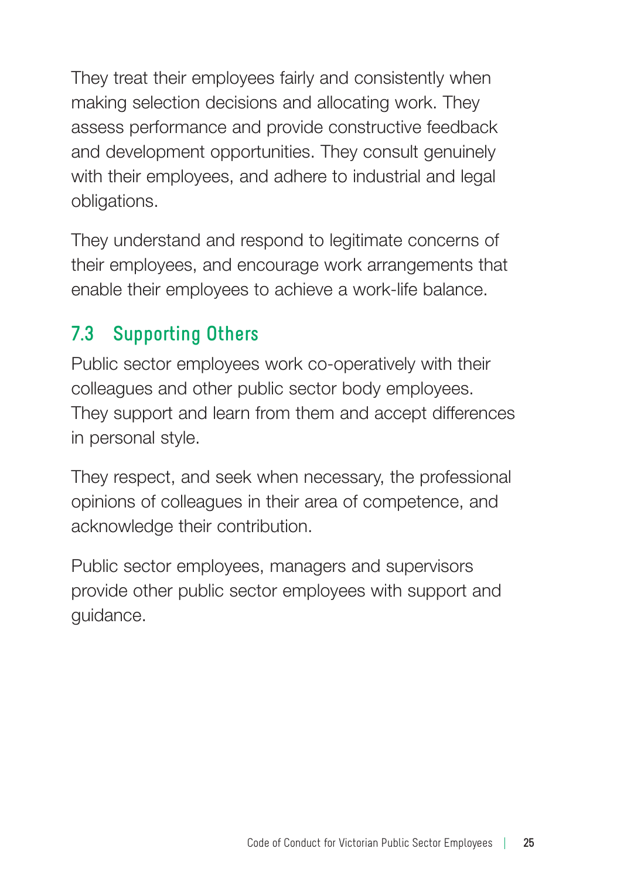They treat their employees fairly and consistently when making selection decisions and allocating work. They assess performance and provide constructive feedback and development opportunities. They consult genuinely with their employees, and adhere to industrial and legal obligations.

They understand and respond to legitimate concerns of their employees, and encourage work arrangements that enable their employees to achieve a work-life balance.

## 7.3 Supporting Others

Public sector employees work co-operatively with their colleagues and other public sector body employees. They support and learn from them and accept differences in personal style.

They respect, and seek when necessary, the professional opinions of colleagues in their area of competence, and acknowledge their contribution.

Public sector employees, managers and supervisors provide other public sector employees with support and guidance.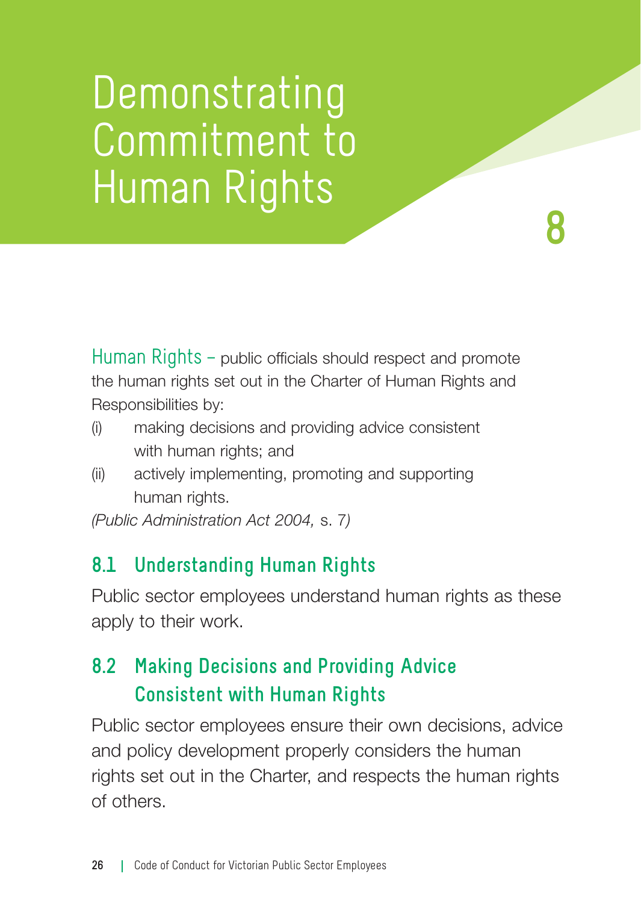# 8 Demonstrating Commitment to Human Rights

Human Rights – public officials should respect and promote the human rights set out in the Charter of Human Rights and Responsibilities by:

(i) making decisions and providing advice consistent with human rights; and

(ii) actively implementing, promoting and supporting human rights.

*(Public Administration Act 2004,* s. 7)

## 8.1 Understanding Human Rights

Public sector employees understand human rights as these apply to their work.

## 8.2 Making Decisions and Providing Advice Consistent with Human Rights

Public sector employees ensure their own decisions, advice and policy development properly considers the human rights set out in the Charter, and respects the human rights of others.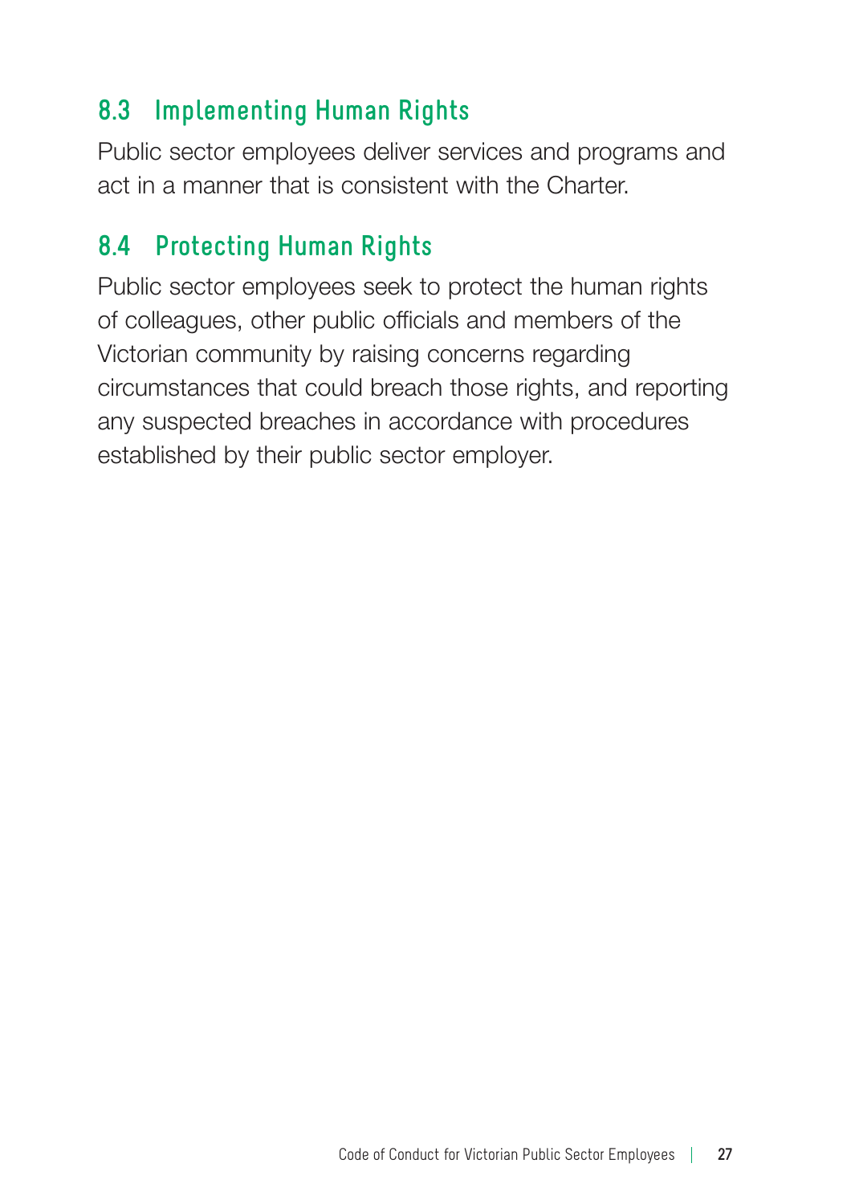## 8.3 Implementing Human Rights

Public sector employees deliver services and programs and act in a manner that is consistent with the Charter.

## 8.4 Protecting Human Rights

Public sector employees seek to protect the human rights of colleagues, other public officials and members of the Victorian community by raising concerns regarding circumstances that could breach those rights, and reporting any suspected breaches in accordance with procedures established by their public sector employer.